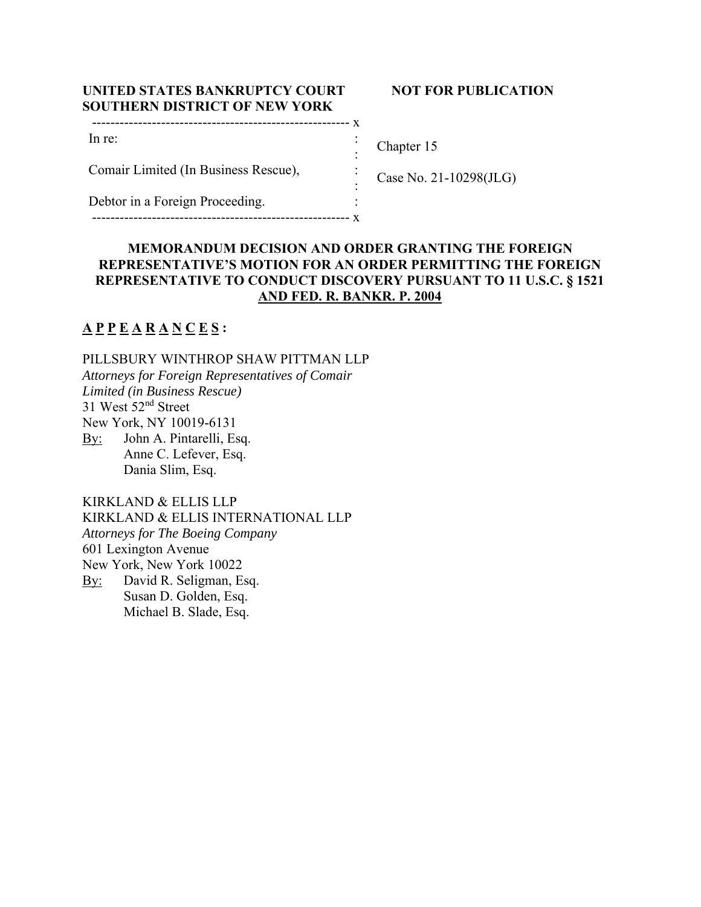**UNITED STATES BANKRUPTCY COURT**
**SOUTHERN DISTRICT OF NEW YORK**

**NOT FOR PUBLICATION**

---

In re:

Comair Limited (In Business Rescue),

Debtor in a Foreign Proceeding.

Chapter 15

Case No. 21-10298(JLG)

---

**MEMORANDUM DECISION AND ORDER GRANTING THE FOREIGN REPRESENTATIVE'S MOTION FOR AN ORDER PERMITTING THE FOREIGN REPRESENTATIVE TO CONDUCT DISCOVERY PURSUANT TO 11 U.S.C. § 1521 AND FED. R. BANKR. P. 2004**

**A P P E A R A N C E S :**

PILLSBURY WINTHROP SHAW PITTMAN LLP
*Attorneys for Foreign Representatives of Comair Limited (in Business Rescue)*
31 West 52nd Street
New York, NY 10019-6131
By: John A. Pintarelli, Esq.
Anne C. Lefever, Esq.
Dania Slim, Esq.

KIRKLAND & ELLIS LLP
KIRKLAND & ELLIS INTERNATIONAL LLP
*Attorneys for The Boeing Company*
601 Lexington Avenue
New York, New York 10022
By: David R. Seligman, Esq.
Susan D. Golden, Esq.
Michael B. Slade, Esq.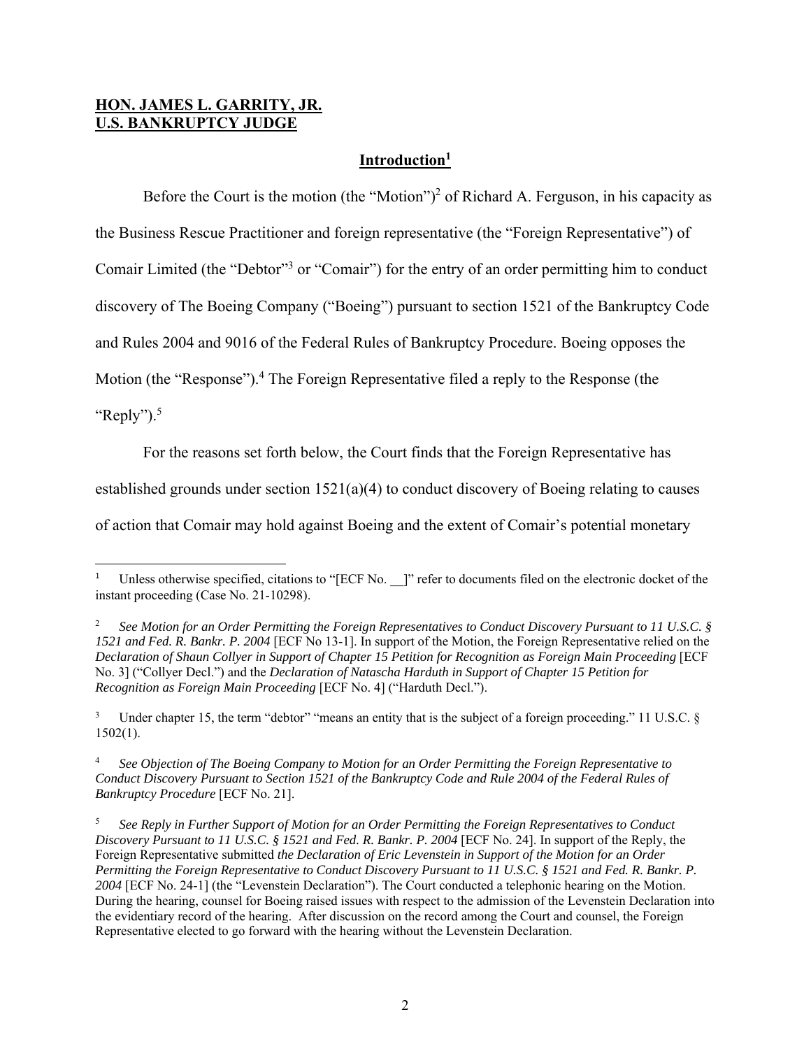**HON. JAMES L. GARRITY, JR.**
**U.S. BANKRUPTCY JUDGE**

## Introduction[1]

Before the Court is the motion (the "Motion")[2] of Richard A. Ferguson, in his capacity as the Business Rescue Practitioner and foreign representative (the "Foreign Representative") of Comair Limited (the "Debtor"[3] or "Comair") for the entry of an order permitting him to conduct discovery of The Boeing Company ("Boeing") pursuant to section 1521 of the Bankruptcy Code and Rules 2004 and 9016 of the Federal Rules of Bankruptcy Procedure. Boeing opposes the Motion (the "Response").[4] The Foreign Representative filed a reply to the Response (the "Reply").[5]

For the reasons set forth below, the Court finds that the Foreign Representative has established grounds under section 1521(a)(4) to conduct discovery of Boeing relating to causes of action that Comair may hold against Boeing and the extent of Comair's potential monetary

---

[1] Unless otherwise specified, citations to "[ECF No. __]" refer to documents filed on the electronic docket of the instant proceeding (Case No. 21-10298).

[2] *See Motion for an Order Permitting the Foreign Representatives to Conduct Discovery Pursuant to 11 U.S.C. § 1521 and Fed. R. Bankr. P. 2004* [ECF No 13-1]. In support of the Motion, the Foreign Representative relied on the *Declaration of Shaun Collyer in Support of Chapter 15 Petition for Recognition as Foreign Main Proceeding* [ECF No. 3] ("Collyer Decl.") and the *Declaration of Natascha Harduth in Support of Chapter 15 Petition for Recognition as Foreign Main Proceeding* [ECF No. 4] ("Harduth Decl.").

[3] Under chapter 15, the term "debtor" "means an entity that is the subject of a foreign proceeding." 11 U.S.C. § 1502(1).

[4] *See Objection of The Boeing Company to Motion for an Order Permitting the Foreign Representative to Conduct Discovery Pursuant to Section 1521 of the Bankruptcy Code and Rule 2004 of the Federal Rules of Bankruptcy Procedure* [ECF No. 21].

[5] *See Reply in Further Support of Motion for an Order Permitting the Foreign Representatives to Conduct Discovery Pursuant to 11 U.S.C. § 1521 and Fed. R. Bankr. P. 2004* [ECF No. 24]. In support of the Reply, the Foreign Representative submitted *the Declaration of Eric Levenstein in Support of the Motion for an Order Permitting the Foreign Representative to Conduct Discovery Pursuant to 11 U.S.C. § 1521 and Fed. R. Bankr. P. 2004* [ECF No. 24-1] (the "Levenstein Declaration"). The Court conducted a telephonic hearing on the Motion. During the hearing, counsel for Boeing raised issues with respect to the admission of the Levenstein Declaration into the evidentiary record of the hearing. After discussion on the record among the Court and counsel, the Foreign Representative elected to go forward with the hearing without the Levenstein Declaration.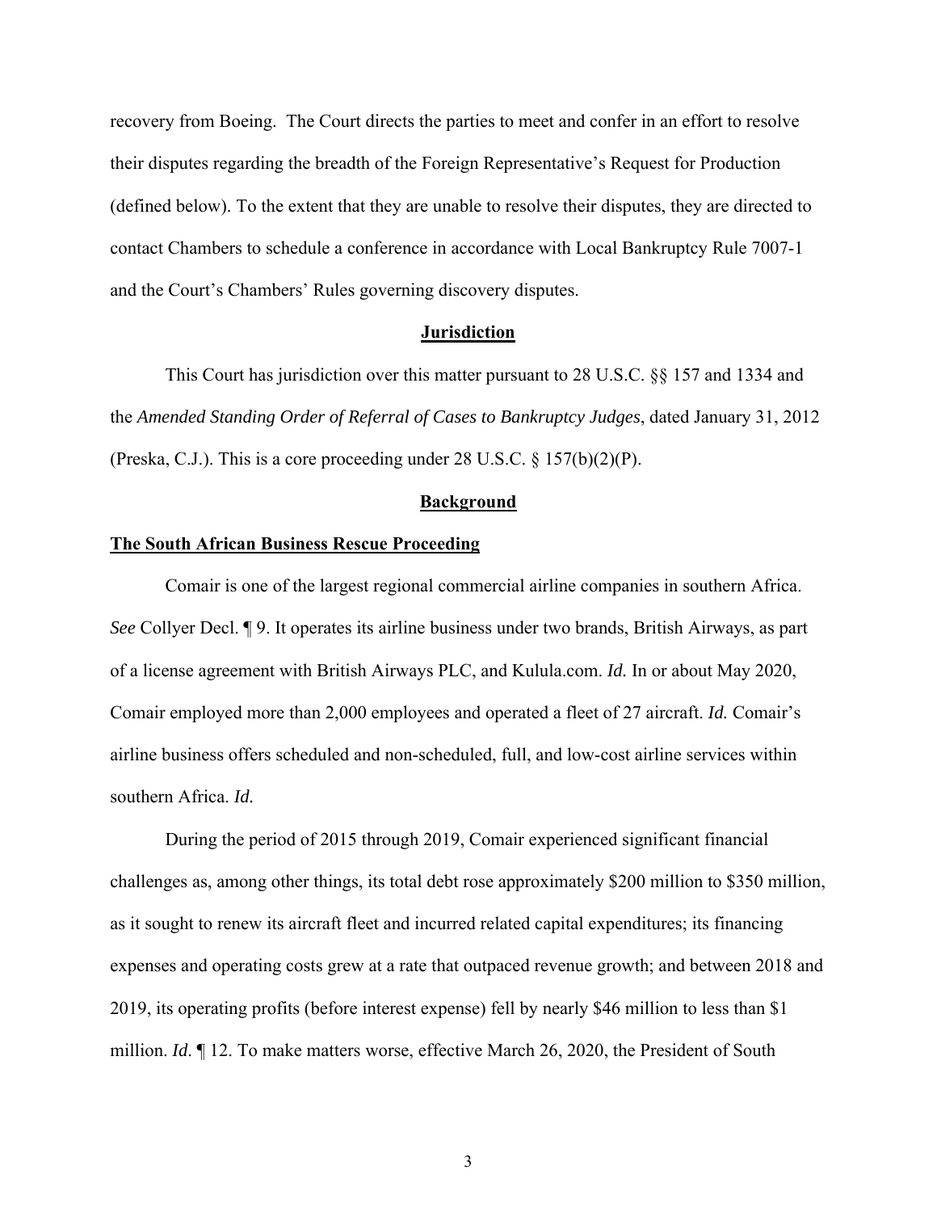recovery from Boeing. The Court directs the parties to meet and confer in an effort to resolve their disputes regarding the breadth of the Foreign Representative's Request for Production (defined below). To the extent that they are unable to resolve their disputes, they are directed to contact Chambers to schedule a conference in accordance with Local Bankruptcy Rule 7007-1 and the Court's Chambers' Rules governing discovery disputes.

## **Jurisdiction**

This Court has jurisdiction over this matter pursuant to 28 U.S.C. §§ 157 and 1334 and the *Amended Standing Order of Referral of Cases to Bankruptcy Judges*, dated January 31, 2012 (Preska, C.J.). This is a core proceeding under 28 U.S.C. § 157(b)(2)(P).

## **Background**

### **The South African Business Rescue Proceeding**

Comair is one of the largest regional commercial airline companies in southern Africa. *See* Collyer Decl. ¶ 9. It operates its airline business under two brands, British Airways, as part of a license agreement with British Airways PLC, and Kulula.com. *Id.* In or about May 2020, Comair employed more than 2,000 employees and operated a fleet of 27 aircraft. *Id.* Comair's airline business offers scheduled and non-scheduled, full, and low-cost airline services within southern Africa. *Id.*

During the period of 2015 through 2019, Comair experienced significant financial challenges as, among other things, its total debt rose approximately $200 million to $350 million, as it sought to renew its aircraft fleet and incurred related capital expenditures; its financing expenses and operating costs grew at a rate that outpaced revenue growth; and between 2018 and 2019, its operating profits (before interest expense) fell by nearly $46 million to less than $1 million. *Id.* ¶ 12. To make matters worse, effective March 26, 2020, the President of South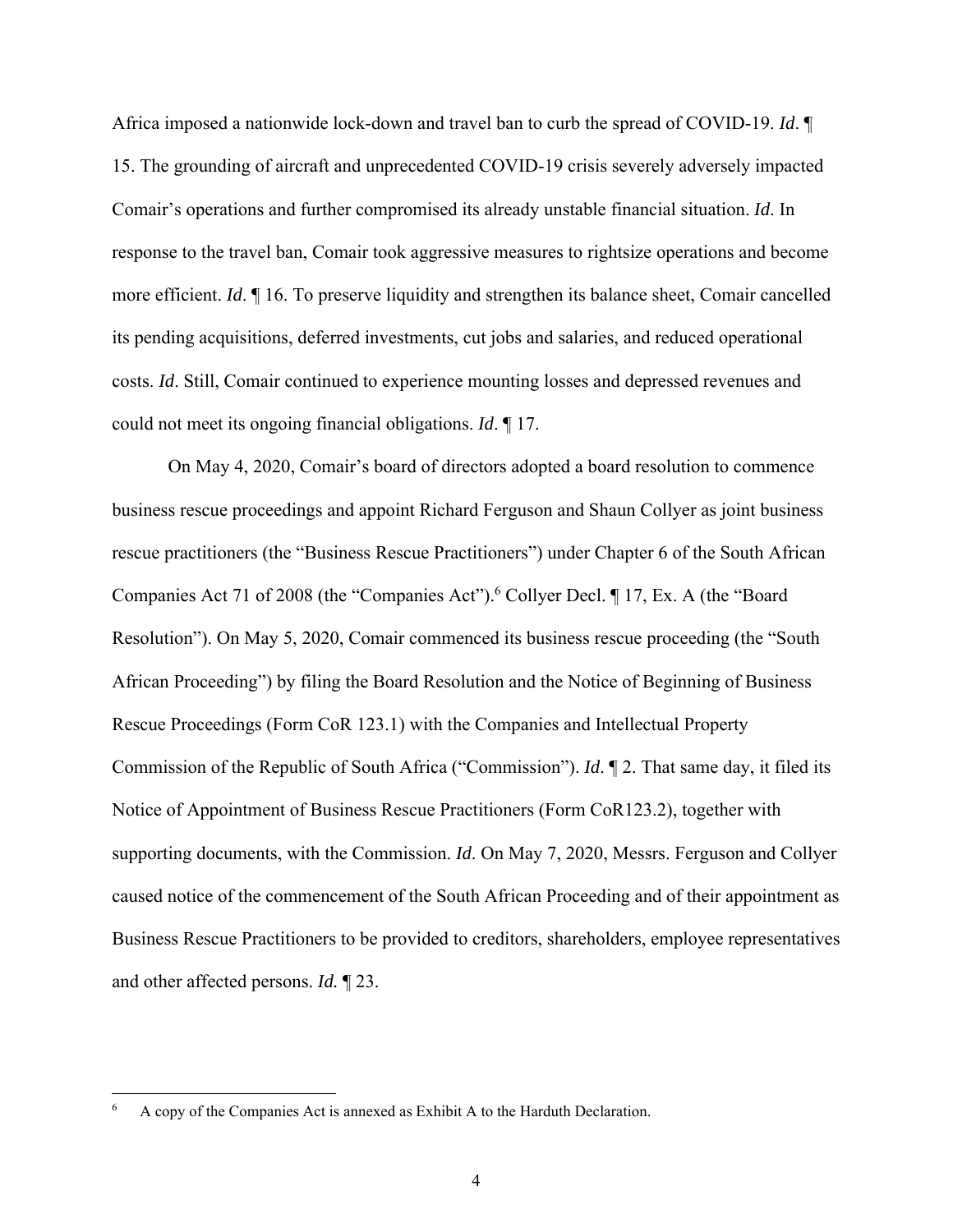Africa imposed a nationwide lock-down and travel ban to curb the spread of COVID-19. *Id*. ¶ 15. The grounding of aircraft and unprecedented COVID-19 crisis severely adversely impacted Comair's operations and further compromised its already unstable financial situation. *Id*. In response to the travel ban, Comair took aggressive measures to rightsize operations and become more efficient. *Id*. ¶ 16. To preserve liquidity and strengthen its balance sheet, Comair cancelled its pending acquisitions, deferred investments, cut jobs and salaries, and reduced operational costs. *Id*. Still, Comair continued to experience mounting losses and depressed revenues and could not meet its ongoing financial obligations. *Id*. ¶ 17.

On May 4, 2020, Comair's board of directors adopted a board resolution to commence business rescue proceedings and appoint Richard Ferguson and Shaun Collyer as joint business rescue practitioners (the "Business Rescue Practitioners") under Chapter 6 of the South African Companies Act 71 of 2008 (the "Companies Act").[6] Collyer Decl. ¶ 17, Ex. A (the "Board Resolution"). On May 5, 2020, Comair commenced its business rescue proceeding (the "South African Proceeding") by filing the Board Resolution and the Notice of Beginning of Business Rescue Proceedings (Form CoR 123.1) with the Companies and Intellectual Property Commission of the Republic of South Africa ("Commission"). *Id*. ¶ 2. That same day, it filed its Notice of Appointment of Business Rescue Practitioners (Form CoR123.2), together with supporting documents, with the Commission. *Id*. On May 7, 2020, Messrs. Ferguson and Collyer caused notice of the commencement of the South African Proceeding and of their appointment as Business Rescue Practitioners to be provided to creditors, shareholders, employee representatives and other affected persons. *Id.* ¶ 23.

[6] A copy of the Companies Act is annexed as Exhibit A to the Harduth Declaration.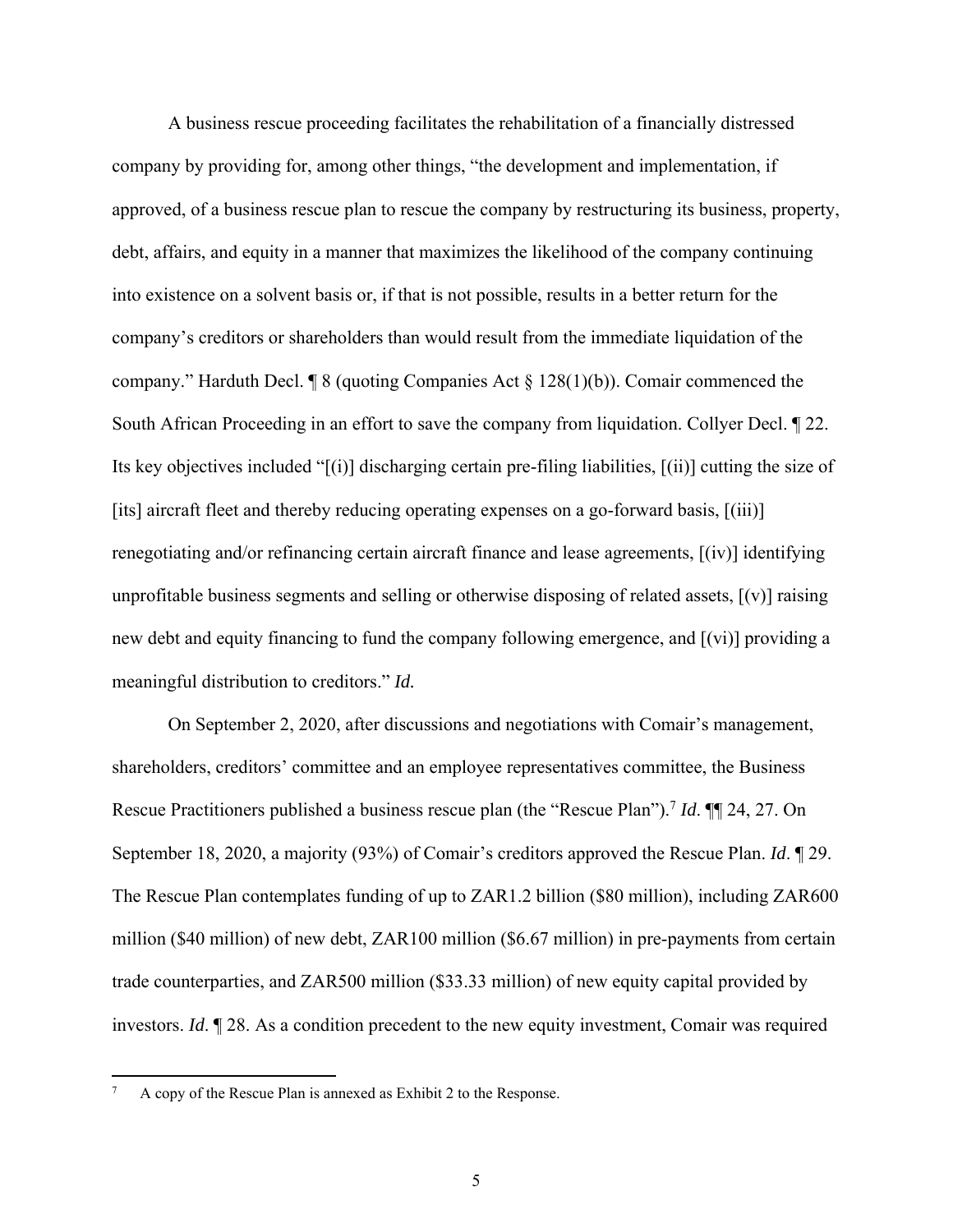A business rescue proceeding facilitates the rehabilitation of a financially distressed company by providing for, among other things, "the development and implementation, if approved, of a business rescue plan to rescue the company by restructuring its business, property, debt, affairs, and equity in a manner that maximizes the likelihood of the company continuing into existence on a solvent basis or, if that is not possible, results in a better return for the company's creditors or shareholders than would result from the immediate liquidation of the company." Harduth Decl. ¶ 8 (quoting Companies Act § 128(1)(b)). Comair commenced the South African Proceeding in an effort to save the company from liquidation. Collyer Decl. ¶ 22. Its key objectives included "[(i)] discharging certain pre-filing liabilities, [(ii)] cutting the size of [its] aircraft fleet and thereby reducing operating expenses on a go-forward basis, [(iii)] renegotiating and/or refinancing certain aircraft finance and lease agreements, [(iv)] identifying unprofitable business segments and selling or otherwise disposing of related assets, [(v)] raising new debt and equity financing to fund the company following emergence, and [(vi)] providing a meaningful distribution to creditors." *Id.*

On September 2, 2020, after discussions and negotiations with Comair's management, shareholders, creditors' committee and an employee representatives committee, the Business Rescue Practitioners published a business rescue plan (the "Rescue Plan").[7] *Id*. ¶¶ 24, 27. On September 18, 2020, a majority (93%) of Comair's creditors approved the Rescue Plan. *Id*. ¶ 29. The Rescue Plan contemplates funding of up to ZAR1.2 billion ($80 million), including ZAR600 million ($40 million) of new debt, ZAR100 million ($6.67 million) in pre-payments from certain trade counterparties, and ZAR500 million ($33.33 million) of new equity capital provided by investors. *Id*. ¶ 28. As a condition precedent to the new equity investment, Comair was required

---

[7] A copy of the Rescue Plan is annexed as Exhibit 2 to the Response.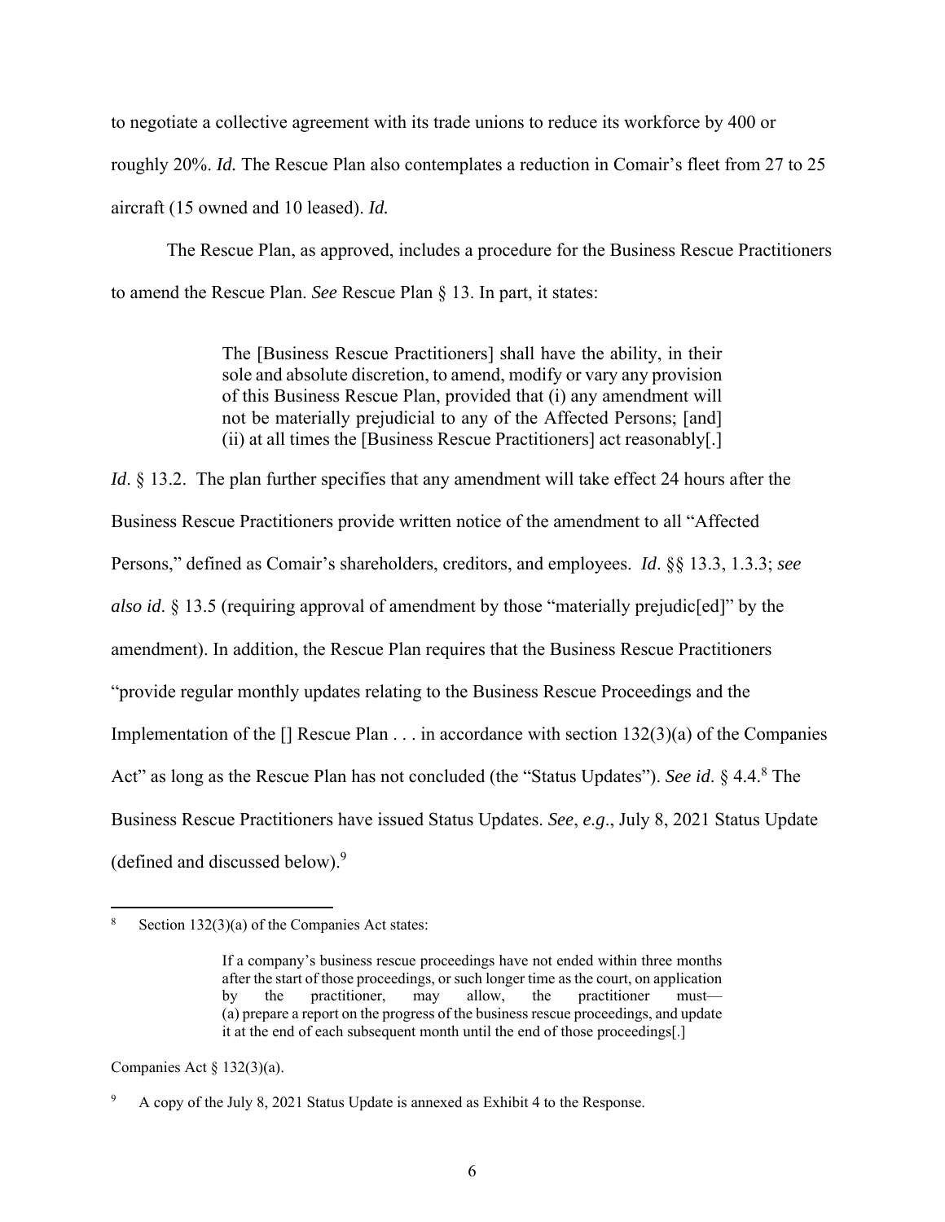to negotiate a collective agreement with its trade unions to reduce its workforce by 400 or roughly 20%. *Id.* The Rescue Plan also contemplates a reduction in Comair's fleet from 27 to 25 aircraft (15 owned and 10 leased). *Id.*

The Rescue Plan, as approved, includes a procedure for the Business Rescue Practitioners to amend the Rescue Plan. *See* Rescue Plan § 13. In part, it states:

> The [Business Rescue Practitioners] shall have the ability, in their sole and absolute discretion, to amend, modify or vary any provision of this Business Rescue Plan, provided that (i) any amendment will not be materially prejudicial to any of the Affected Persons; [and] (ii) at all times the [Business Rescue Practitioners] act reasonably[.]

*Id*. § 13.2. The plan further specifies that any amendment will take effect 24 hours after the Business Rescue Practitioners provide written notice of the amendment to all "Affected Persons," defined as Comair's shareholders, creditors, and employees. *Id*. §§ 13.3, 1.3.3; *see also id.* § 13.5 (requiring approval of amendment by those "materially prejudic[ed]" by the amendment). In addition, the Rescue Plan requires that the Business Rescue Practitioners "provide regular monthly updates relating to the Business Rescue Proceedings and the Implementation of the [] Rescue Plan . . . in accordance with section 132(3)(a) of the Companies Act" as long as the Rescue Plan has not concluded (the "Status Updates"). *See id*. § 4.4.[8] The Business Rescue Practitioners have issued Status Updates. *See*, *e.g*., July 8, 2021 Status Update (defined and discussed below).[9]

---

[8] Section 132(3)(a) of the Companies Act states:

> If a company's business rescue proceedings have not ended within three months after the start of those proceedings, or such longer time as the court, on application by the practitioner, may allow, the practitioner must—
> (a) prepare a report on the progress of the business rescue proceedings, and update it at the end of each subsequent month until the end of those proceedings[.]

Companies Act § 132(3)(a).

[9] A copy of the July 8, 2021 Status Update is annexed as Exhibit 4 to the Response.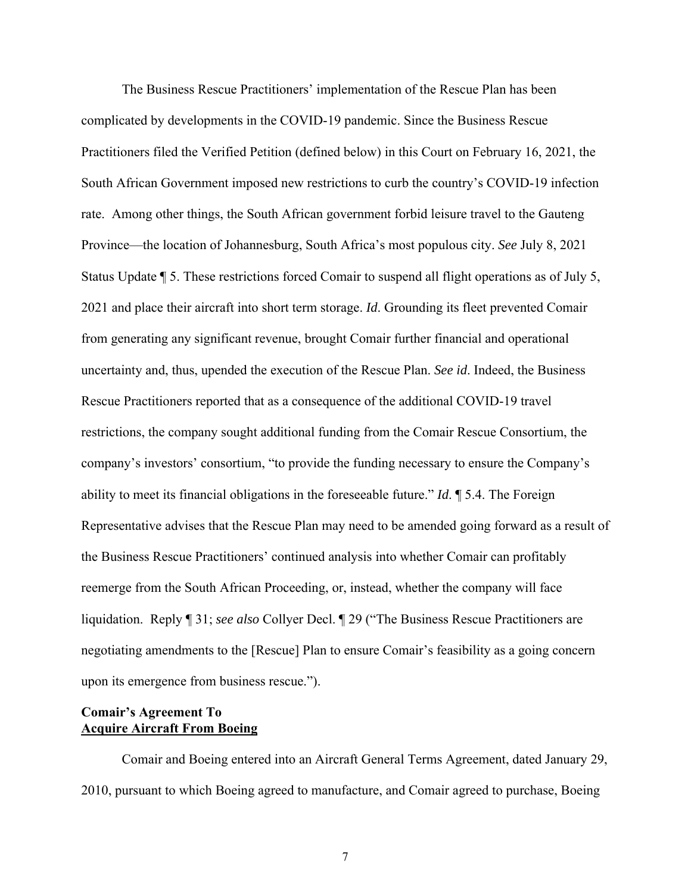The Business Rescue Practitioners' implementation of the Rescue Plan has been complicated by developments in the COVID-19 pandemic. Since the Business Rescue Practitioners filed the Verified Petition (defined below) in this Court on February 16, 2021, the South African Government imposed new restrictions to curb the country's COVID-19 infection rate. Among other things, the South African government forbid leisure travel to the Gauteng Province—the location of Johannesburg, South Africa's most populous city. *See* July 8, 2021 Status Update ¶ 5. These restrictions forced Comair to suspend all flight operations as of July 5, 2021 and place their aircraft into short term storage. *Id*. Grounding its fleet prevented Comair from generating any significant revenue, brought Comair further financial and operational uncertainty and, thus, upended the execution of the Rescue Plan. *See id*. Indeed, the Business Rescue Practitioners reported that as a consequence of the additional COVID-19 travel restrictions, the company sought additional funding from the Comair Rescue Consortium, the company's investors' consortium, "to provide the funding necessary to ensure the Company's ability to meet its financial obligations in the foreseeable future." *Id*. ¶ 5.4. The Foreign Representative advises that the Rescue Plan may need to be amended going forward as a result of the Business Rescue Practitioners' continued analysis into whether Comair can profitably reemerge from the South African Proceeding, or, instead, whether the company will face liquidation. Reply ¶ 31; *see also* Collyer Decl. ¶ 29 ("The Business Rescue Practitioners are negotiating amendments to the [Rescue] Plan to ensure Comair's feasibility as a going concern upon its emergence from business rescue.").

**Comair's Agreement To**
**<u>Acquire Aircraft From Boeing</u>**

Comair and Boeing entered into an Aircraft General Terms Agreement, dated January 29, 2010, pursuant to which Boeing agreed to manufacture, and Comair agreed to purchase, Boeing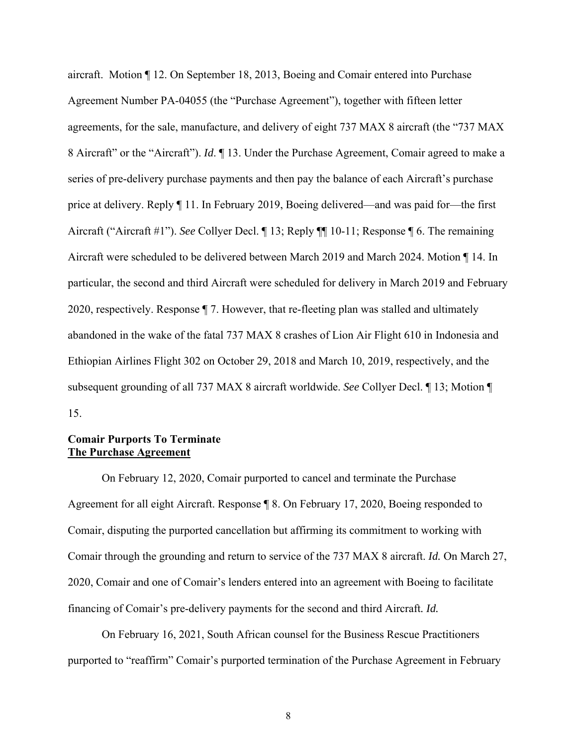aircraft. Motion ¶ 12. On September 18, 2013, Boeing and Comair entered into Purchase Agreement Number PA-04055 (the "Purchase Agreement"), together with fifteen letter agreements, for the sale, manufacture, and delivery of eight 737 MAX 8 aircraft (the "737 MAX 8 Aircraft" or the "Aircraft"). *Id.* ¶ 13. Under the Purchase Agreement, Comair agreed to make a series of pre-delivery purchase payments and then pay the balance of each Aircraft's purchase price at delivery. Reply ¶ 11. In February 2019, Boeing delivered—and was paid for—the first Aircraft ("Aircraft #1"). *See* Collyer Decl. ¶ 13; Reply ¶¶ 10-11; Response ¶ 6. The remaining Aircraft were scheduled to be delivered between March 2019 and March 2024. Motion ¶ 14. In particular, the second and third Aircraft were scheduled for delivery in March 2019 and February 2020, respectively. Response ¶ 7. However, that re-fleeting plan was stalled and ultimately abandoned in the wake of the fatal 737 MAX 8 crashes of Lion Air Flight 610 in Indonesia and Ethiopian Airlines Flight 302 on October 29, 2018 and March 10, 2019, respectively, and the subsequent grounding of all 737 MAX 8 aircraft worldwide. *See* Collyer Decl. ¶ 13; Motion ¶ 15.

**Comair Purports To Terminate**
**<u>The Purchase Agreement</u>**

On February 12, 2020, Comair purported to cancel and terminate the Purchase Agreement for all eight Aircraft. Response ¶ 8. On February 17, 2020, Boeing responded to Comair, disputing the purported cancellation but affirming its commitment to working with Comair through the grounding and return to service of the 737 MAX 8 aircraft. *Id.* On March 27, 2020, Comair and one of Comair's lenders entered into an agreement with Boeing to facilitate financing of Comair's pre-delivery payments for the second and third Aircraft. *Id.*

On February 16, 2021, South African counsel for the Business Rescue Practitioners purported to "reaffirm" Comair's purported termination of the Purchase Agreement in February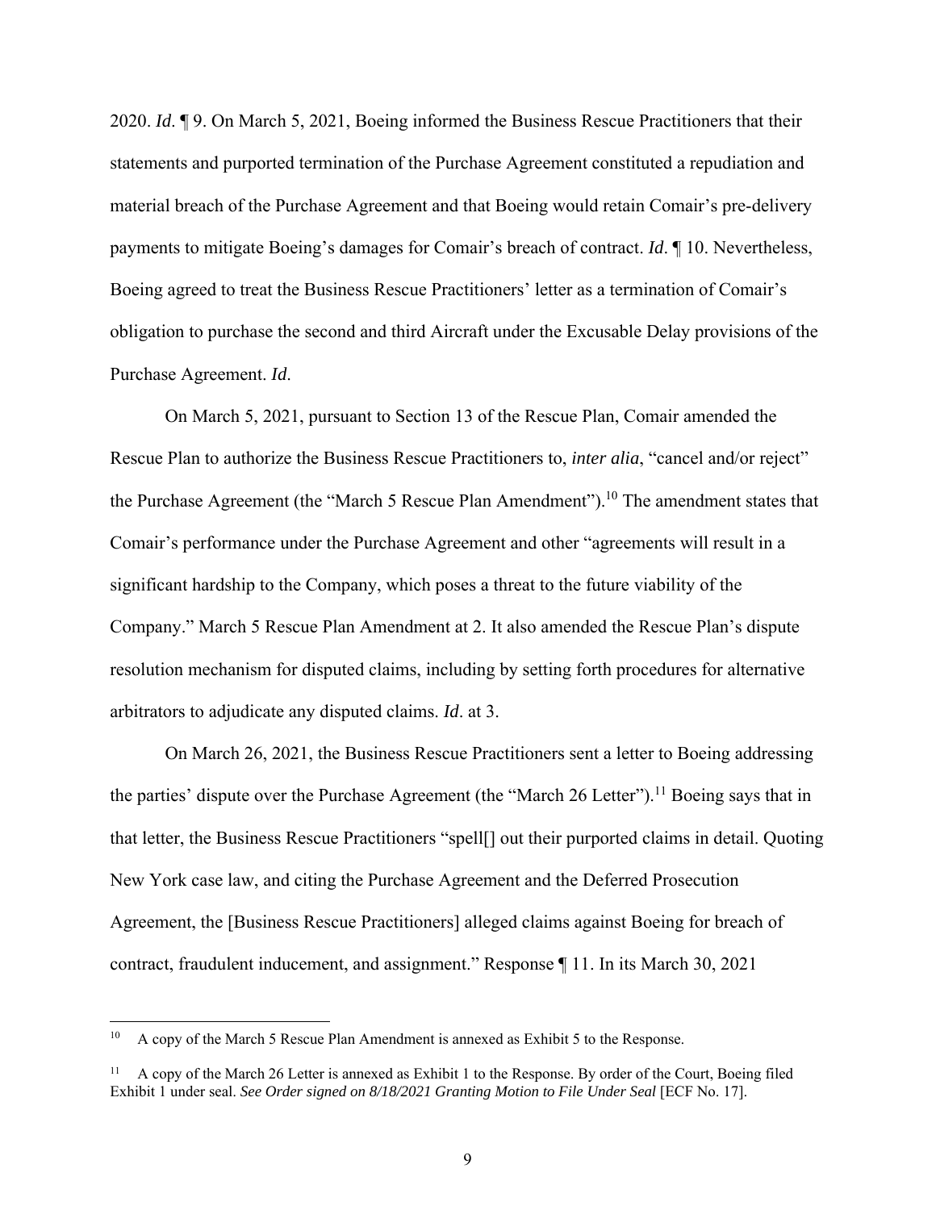2020. *Id*. ¶ 9. On March 5, 2021, Boeing informed the Business Rescue Practitioners that their statements and purported termination of the Purchase Agreement constituted a repudiation and material breach of the Purchase Agreement and that Boeing would retain Comair's pre-delivery payments to mitigate Boeing's damages for Comair's breach of contract. *Id*. ¶ 10. Nevertheless, Boeing agreed to treat the Business Rescue Practitioners' letter as a termination of Comair's obligation to purchase the second and third Aircraft under the Excusable Delay provisions of the Purchase Agreement. *Id*.

On March 5, 2021, pursuant to Section 13 of the Rescue Plan, Comair amended the Rescue Plan to authorize the Business Rescue Practitioners to, *inter alia*, "cancel and/or reject" the Purchase Agreement (the "March 5 Rescue Plan Amendment").[10] The amendment states that Comair's performance under the Purchase Agreement and other "agreements will result in a significant hardship to the Company, which poses a threat to the future viability of the Company." March 5 Rescue Plan Amendment at 2. It also amended the Rescue Plan's dispute resolution mechanism for disputed claims, including by setting forth procedures for alternative arbitrators to adjudicate any disputed claims. *Id*. at 3.

On March 26, 2021, the Business Rescue Practitioners sent a letter to Boeing addressing the parties' dispute over the Purchase Agreement (the "March 26 Letter").[11] Boeing says that in that letter, the Business Rescue Practitioners "spell[] out their purported claims in detail. Quoting New York case law, and citing the Purchase Agreement and the Deferred Prosecution Agreement, the [Business Rescue Practitioners] alleged claims against Boeing for breach of contract, fraudulent inducement, and assignment." Response ¶ 11. In its March 30, 2021

---

[10] A copy of the March 5 Rescue Plan Amendment is annexed as Exhibit 5 to the Response.

[11] A copy of the March 26 Letter is annexed as Exhibit 1 to the Response. By order of the Court, Boeing filed Exhibit 1 under seal. *See Order signed on 8/18/2021 Granting Motion to File Under Seal* [ECF No. 17].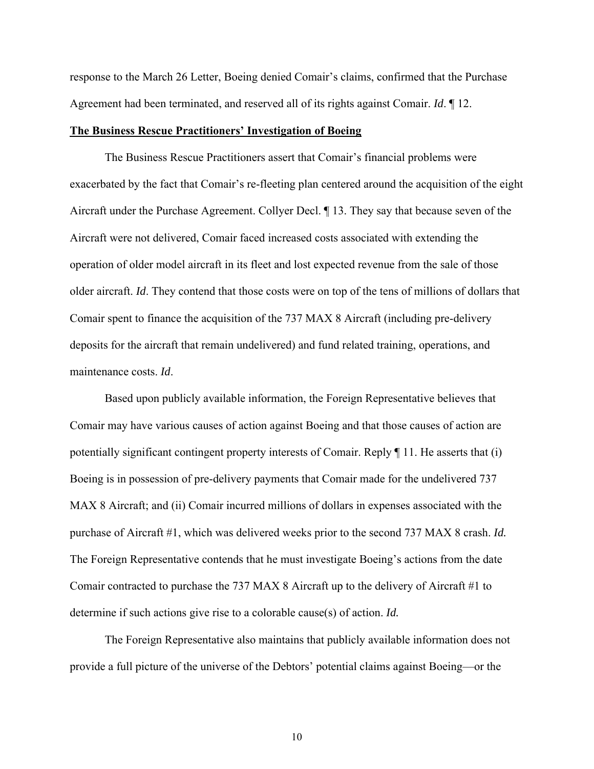response to the March 26 Letter, Boeing denied Comair's claims, confirmed that the Purchase Agreement had been terminated, and reserved all of its rights against Comair. *Id*. ¶ 12.

**The Business Rescue Practitioners' Investigation of Boeing**

The Business Rescue Practitioners assert that Comair's financial problems were exacerbated by the fact that Comair's re-fleeting plan centered around the acquisition of the eight Aircraft under the Purchase Agreement. Collyer Decl. ¶ 13. They say that because seven of the Aircraft were not delivered, Comair faced increased costs associated with extending the operation of older model aircraft in its fleet and lost expected revenue from the sale of those older aircraft. *Id*. They contend that those costs were on top of the tens of millions of dollars that Comair spent to finance the acquisition of the 737 MAX 8 Aircraft (including pre-delivery deposits for the aircraft that remain undelivered) and fund related training, operations, and maintenance costs. *Id*.

Based upon publicly available information, the Foreign Representative believes that Comair may have various causes of action against Boeing and that those causes of action are potentially significant contingent property interests of Comair. Reply ¶ 11. He asserts that (i) Boeing is in possession of pre-delivery payments that Comair made for the undelivered 737 MAX 8 Aircraft; and (ii) Comair incurred millions of dollars in expenses associated with the purchase of Aircraft #1, which was delivered weeks prior to the second 737 MAX 8 crash. *Id.* The Foreign Representative contends that he must investigate Boeing's actions from the date Comair contracted to purchase the 737 MAX 8 Aircraft up to the delivery of Aircraft #1 to determine if such actions give rise to a colorable cause(s) of action. *Id.*

The Foreign Representative also maintains that publicly available information does not provide a full picture of the universe of the Debtors' potential claims against Boeing—or the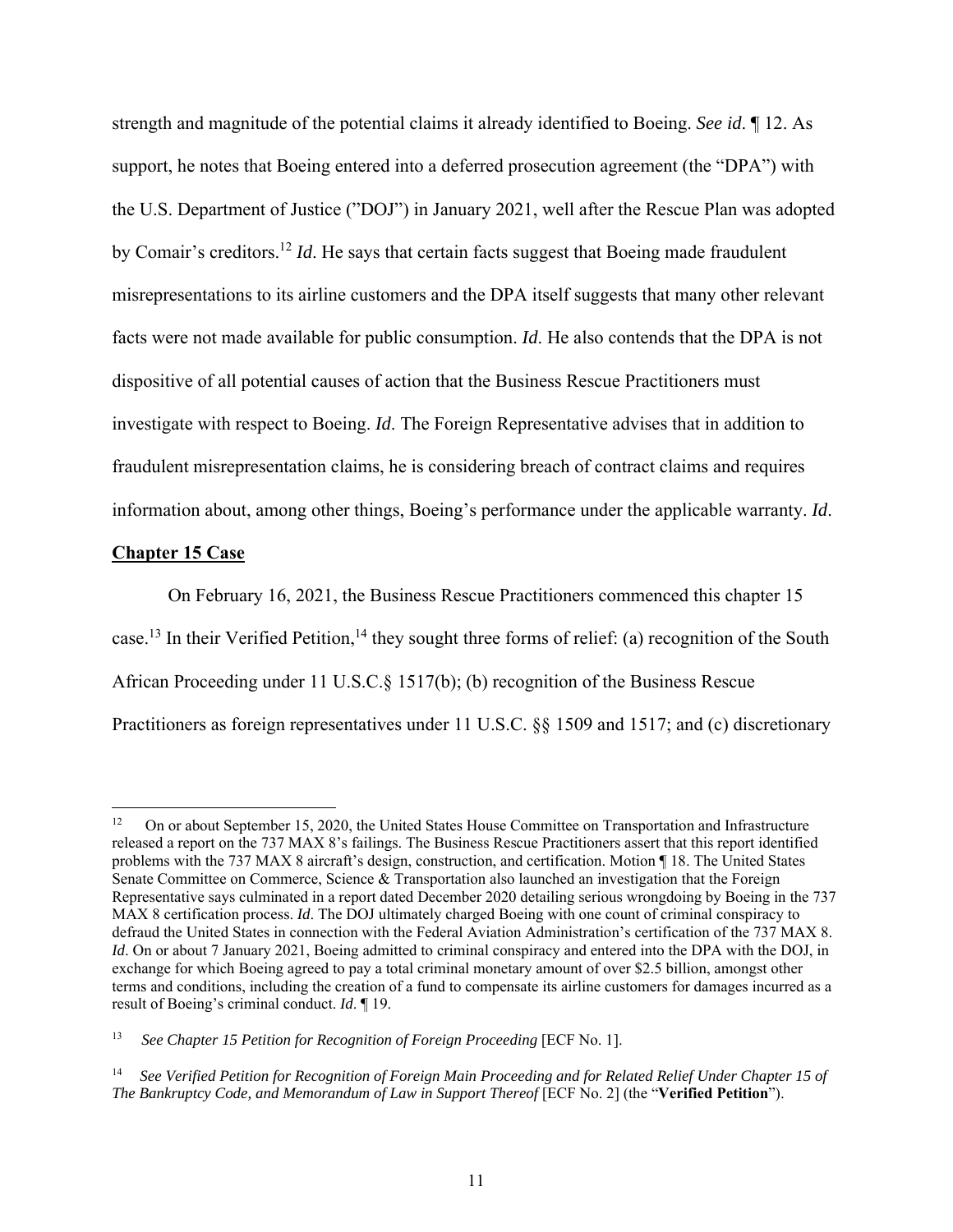strength and magnitude of the potential claims it already identified to Boeing. *See id*. ¶ 12. As support, he notes that Boeing entered into a deferred prosecution agreement (the "DPA") with the U.S. Department of Justice (”DOJ") in January 2021, well after the Rescue Plan was adopted by Comair's creditors.[12] *Id*. He says that certain facts suggest that Boeing made fraudulent misrepresentations to its airline customers and the DPA itself suggests that many other relevant facts were not made available for public consumption. *Id*. He also contends that the DPA is not dispositive of all potential causes of action that the Business Rescue Practitioners must investigate with respect to Boeing. *Id*. The Foreign Representative advises that in addition to fraudulent misrepresentation claims, he is considering breach of contract claims and requires information about, among other things, Boeing's performance under the applicable warranty. *Id*.

**Chapter 15 Case**

On February 16, 2021, the Business Rescue Practitioners commenced this chapter 15 case.[13] In their Verified Petition,[14] they sought three forms of relief: (a) recognition of the South African Proceeding under 11 U.S.C.§ 1517(b); (b) recognition of the Business Rescue Practitioners as foreign representatives under 11 U.S.C. §§ 1509 and 1517; and (c) discretionary

---

[12] On or about September 15, 2020, the United States House Committee on Transportation and Infrastructure released a report on the 737 MAX 8's failings. The Business Rescue Practitioners assert that this report identified problems with the 737 MAX 8 aircraft's design, construction, and certification. Motion ¶ 18. The United States Senate Committee on Commerce, Science & Transportation also launched an investigation that the Foreign Representative says culminated in a report dated December 2020 detailing serious wrongdoing by Boeing in the 737 MAX 8 certification process. *Id*. The DOJ ultimately charged Boeing with one count of criminal conspiracy to defraud the United States in connection with the Federal Aviation Administration's certification of the 737 MAX 8. *Id*. On or about 7 January 2021, Boeing admitted to criminal conspiracy and entered into the DPA with the DOJ, in exchange for which Boeing agreed to pay a total criminal monetary amount of over $2.5 billion, amongst other terms and conditions, including the creation of a fund to compensate its airline customers for damages incurred as a result of Boeing's criminal conduct. *Id*. ¶ 19.

[13] *See Chapter 15 Petition for Recognition of Foreign Proceeding* [ECF No. 1].

[14] *See Verified Petition for Recognition of Foreign Main Proceeding and for Related Relief Under Chapter 15 of The Bankruptcy Code, and Memorandum of Law in Support Thereof* [ECF No. 2] (the "**Verified Petition**").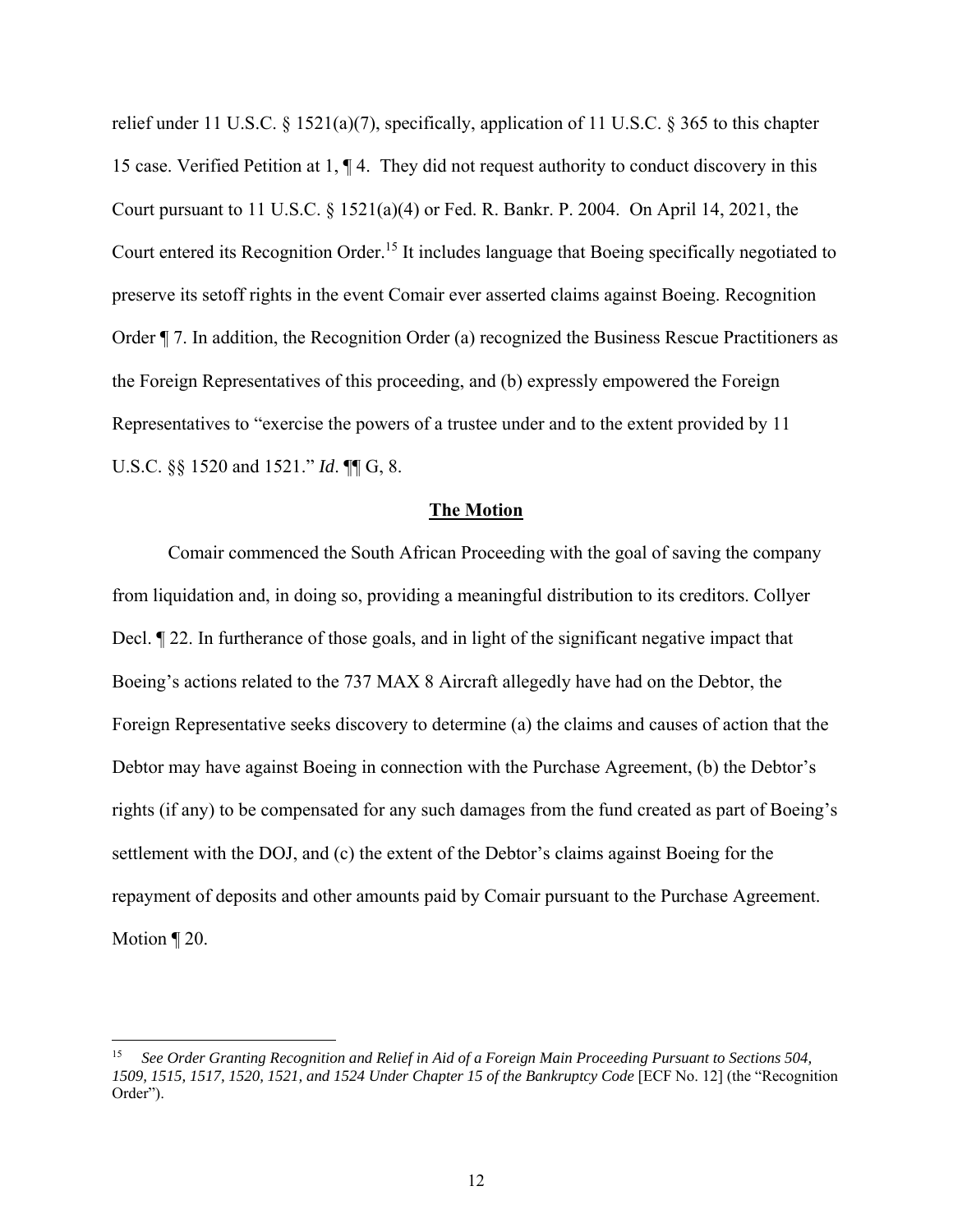relief under 11 U.S.C. § 1521(a)(7), specifically, application of 11 U.S.C. § 365 to this chapter 15 case. Verified Petition at 1, ¶ 4. They did not request authority to conduct discovery in this Court pursuant to 11 U.S.C. § 1521(a)(4) or Fed. R. Bankr. P. 2004. On April 14, 2021, the Court entered its Recognition Order.[15] It includes language that Boeing specifically negotiated to preserve its setoff rights in the event Comair ever asserted claims against Boeing. Recognition Order ¶ 7. In addition, the Recognition Order (a) recognized the Business Rescue Practitioners as the Foreign Representatives of this proceeding, and (b) expressly empowered the Foreign Representatives to "exercise the powers of a trustee under and to the extent provided by 11 U.S.C. §§ 1520 and 1521." *Id*. ¶¶ G, 8.

**The Motion**

Comair commenced the South African Proceeding with the goal of saving the company from liquidation and, in doing so, providing a meaningful distribution to its creditors. Collyer Decl. ¶ 22. In furtherance of those goals, and in light of the significant negative impact that Boeing's actions related to the 737 MAX 8 Aircraft allegedly have had on the Debtor, the Foreign Representative seeks discovery to determine (a) the claims and causes of action that the Debtor may have against Boeing in connection with the Purchase Agreement, (b) the Debtor's rights (if any) to be compensated for any such damages from the fund created as part of Boeing's settlement with the DOJ, and (c) the extent of the Debtor's claims against Boeing for the repayment of deposits and other amounts paid by Comair pursuant to the Purchase Agreement. Motion ¶ 20.

---

[15] *See Order Granting Recognition and Relief in Aid of a Foreign Main Proceeding Pursuant to Sections 504, 1509, 1515, 1517, 1520, 1521, and 1524 Under Chapter 15 of the Bankruptcy Code* [ECF No. 12] (the "Recognition Order").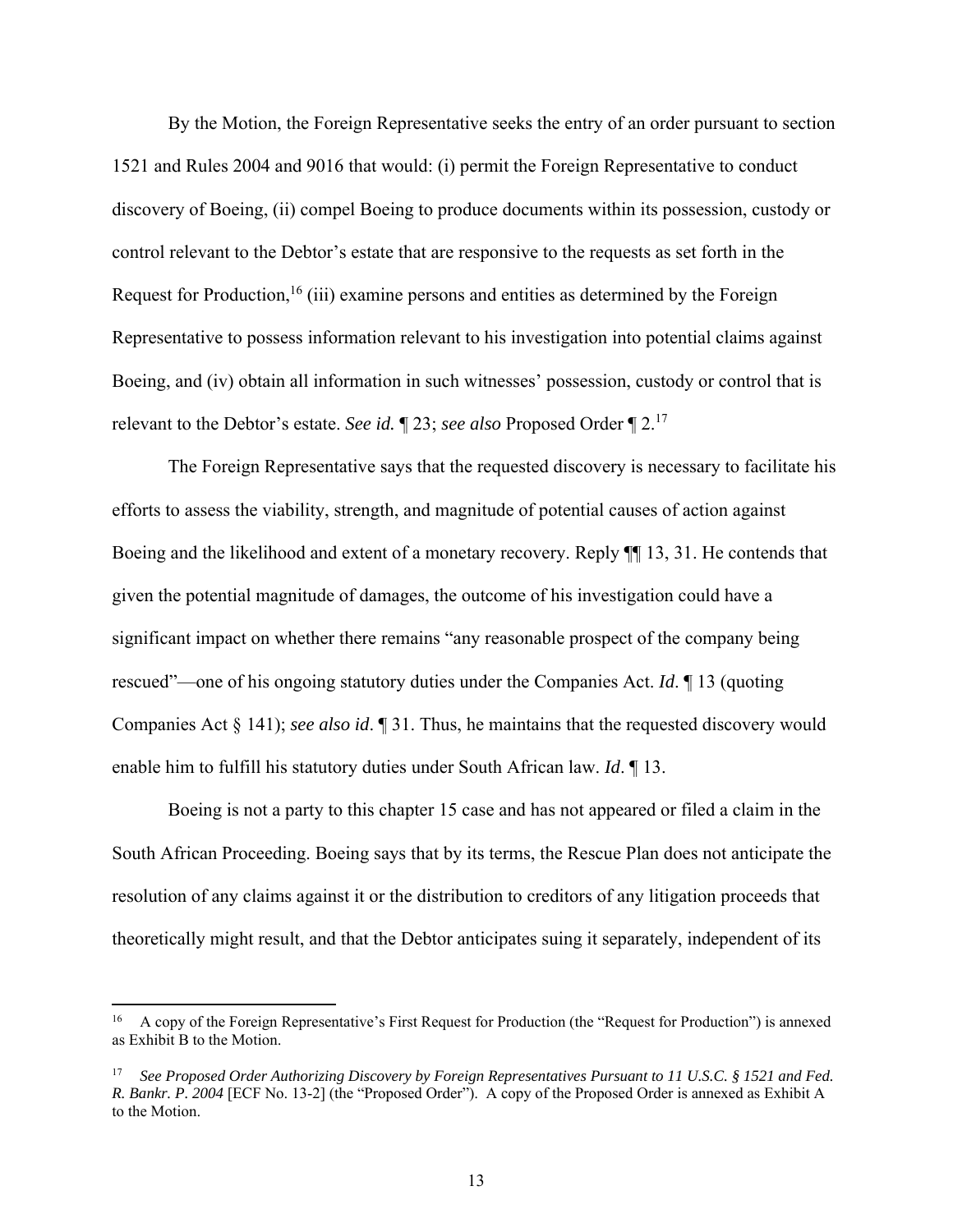By the Motion, the Foreign Representative seeks the entry of an order pursuant to section 1521 and Rules 2004 and 9016 that would: (i) permit the Foreign Representative to conduct discovery of Boeing, (ii) compel Boeing to produce documents within its possession, custody or control relevant to the Debtor's estate that are responsive to the requests as set forth in the Request for Production,[16] (iii) examine persons and entities as determined by the Foreign Representative to possess information relevant to his investigation into potential claims against Boeing, and (iv) obtain all information in such witnesses' possession, custody or control that is relevant to the Debtor's estate. *See id.* ¶ 23; *see also* Proposed Order ¶ 2.[17]

The Foreign Representative says that the requested discovery is necessary to facilitate his efforts to assess the viability, strength, and magnitude of potential causes of action against Boeing and the likelihood and extent of a monetary recovery. Reply ¶¶ 13, 31. He contends that given the potential magnitude of damages, the outcome of his investigation could have a significant impact on whether there remains "any reasonable prospect of the company being rescued"—one of his ongoing statutory duties under the Companies Act. *Id*. ¶ 13 (quoting Companies Act § 141); *see also id*. ¶ 31. Thus, he maintains that the requested discovery would enable him to fulfill his statutory duties under South African law. *Id*. ¶ 13.

Boeing is not a party to this chapter 15 case and has not appeared or filed a claim in the South African Proceeding. Boeing says that by its terms, the Rescue Plan does not anticipate the resolution of any claims against it or the distribution to creditors of any litigation proceeds that theoretically might result, and that the Debtor anticipates suing it separately, independent of its

---

[16] A copy of the Foreign Representative's First Request for Production (the "Request for Production") is annexed as Exhibit B to the Motion.

[17] *See Proposed Order Authorizing Discovery by Foreign Representatives Pursuant to 11 U.S.C. § 1521 and Fed. R. Bankr. P. 2004* [ECF No. 13-2] (the "Proposed Order"). A copy of the Proposed Order is annexed as Exhibit A to the Motion.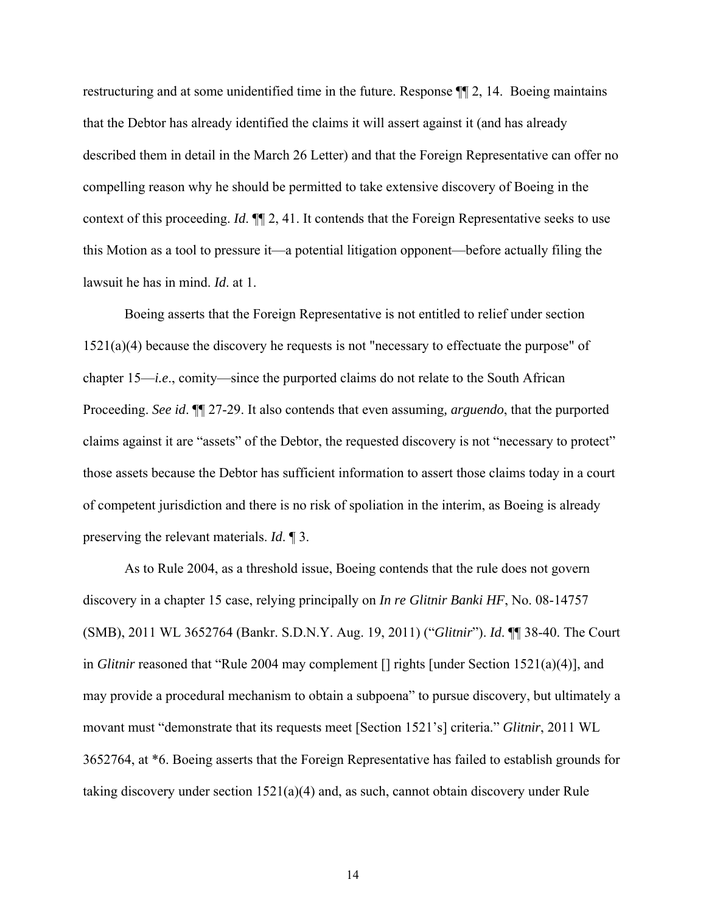restructuring and at some unidentified time in the future. Response ¶¶ 2, 14. Boeing maintains that the Debtor has already identified the claims it will assert against it (and has already described them in detail in the March 26 Letter) and that the Foreign Representative can offer no compelling reason why he should be permitted to take extensive discovery of Boeing in the context of this proceeding. *Id*. ¶¶ 2, 41. It contends that the Foreign Representative seeks to use this Motion as a tool to pressure it—a potential litigation opponent—before actually filing the lawsuit he has in mind. *Id*. at 1.

Boeing asserts that the Foreign Representative is not entitled to relief under section 1521(a)(4) because the discovery he requests is not "necessary to effectuate the purpose" of chapter 15—*i.e*., comity—since the purported claims do not relate to the South African Proceeding. *See id*. ¶¶ 27-29. It also contends that even assuming*, arguendo*, that the purported claims against it are "assets" of the Debtor, the requested discovery is not "necessary to protect" those assets because the Debtor has sufficient information to assert those claims today in a court of competent jurisdiction and there is no risk of spoliation in the interim, as Boeing is already preserving the relevant materials. *Id*. ¶ 3.

As to Rule 2004, as a threshold issue, Boeing contends that the rule does not govern discovery in a chapter 15 case, relying principally on *In re Glitnir Banki HF*, No. 08-14757 (SMB), 2011 WL 3652764 (Bankr. S.D.N.Y. Aug. 19, 2011) ("*Glitnir*"). *Id*. ¶¶ 38-40. The Court in *Glitnir* reasoned that "Rule 2004 may complement [] rights [under Section 1521(a)(4)], and may provide a procedural mechanism to obtain a subpoena" to pursue discovery, but ultimately a movant must "demonstrate that its requests meet [Section 1521's] criteria." *Glitnir*, 2011 WL 3652764, at *6. Boeing asserts that the Foreign Representative has failed to establish grounds for taking discovery under section 1521(a)(4) and, as such, cannot obtain discovery under Rule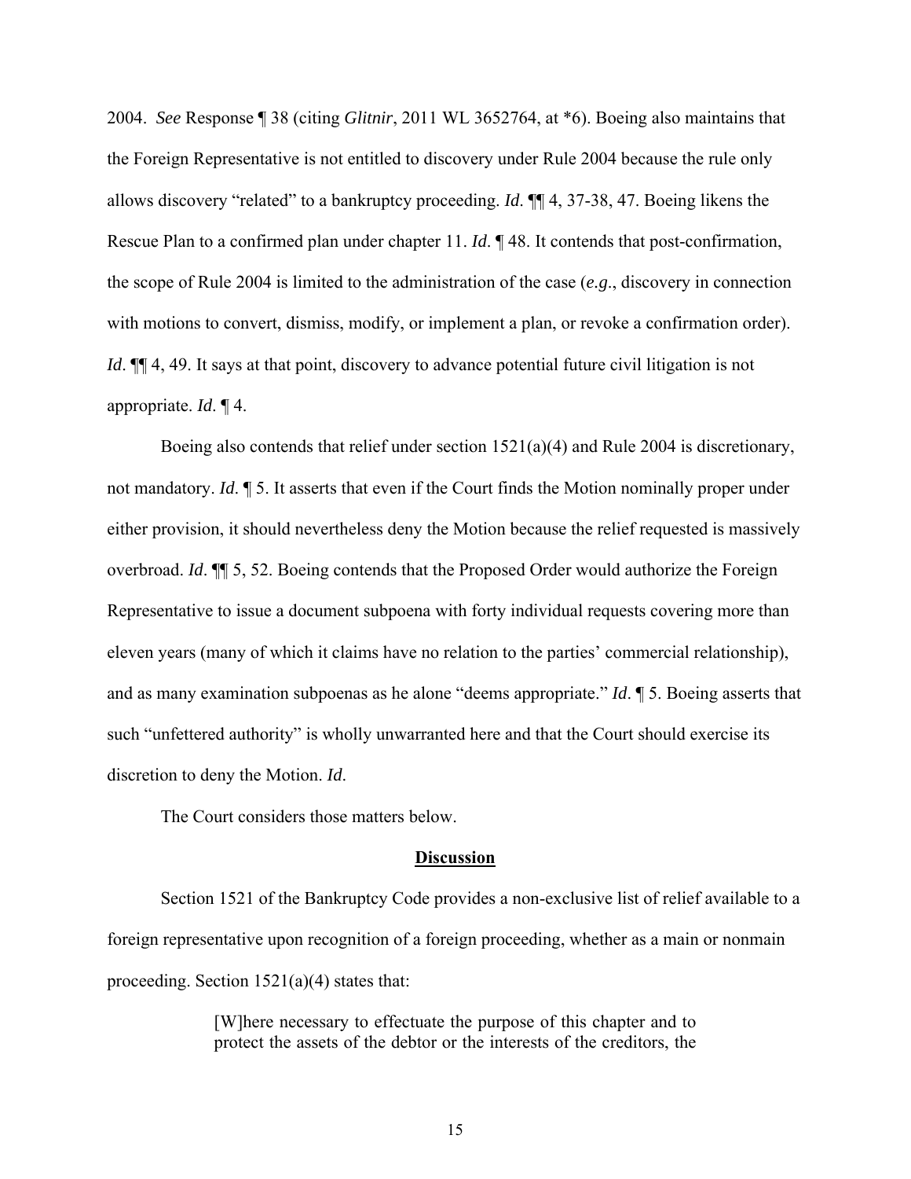2004. *See* Response ¶ 38 (citing *Glitnir*, 2011 WL 3652764, at *6). Boeing also maintains that the Foreign Representative is not entitled to discovery under Rule 2004 because the rule only allows discovery "related" to a bankruptcy proceeding. *Id*. ¶¶ 4, 37-38, 47. Boeing likens the Rescue Plan to a confirmed plan under chapter 11. *Id*. ¶ 48. It contends that post-confirmation, the scope of Rule 2004 is limited to the administration of the case (*e.g*., discovery in connection with motions to convert, dismiss, modify, or implement a plan, or revoke a confirmation order). *Id*. ¶¶ 4, 49. It says at that point, discovery to advance potential future civil litigation is not appropriate. *Id*. ¶ 4.

Boeing also contends that relief under section 1521(a)(4) and Rule 2004 is discretionary, not mandatory. *Id*. ¶ 5. It asserts that even if the Court finds the Motion nominally proper under either provision, it should nevertheless deny the Motion because the relief requested is massively overbroad. *Id*. ¶¶ 5, 52. Boeing contends that the Proposed Order would authorize the Foreign Representative to issue a document subpoena with forty individual requests covering more than eleven years (many of which it claims have no relation to the parties' commercial relationship), and as many examination subpoenas as he alone "deems appropriate." *Id*. ¶ 5. Boeing asserts that such "unfettered authority" is wholly unwarranted here and that the Court should exercise its discretion to deny the Motion. *Id*.

The Court considers those matters below.

## **Discussion**

Section 1521 of the Bankruptcy Code provides a non-exclusive list of relief available to a foreign representative upon recognition of a foreign proceeding, whether as a main or nonmain proceeding. Section 1521(a)(4) states that:

> [W]here necessary to effectuate the purpose of this chapter and to protect the assets of the debtor or the interests of the creditors, the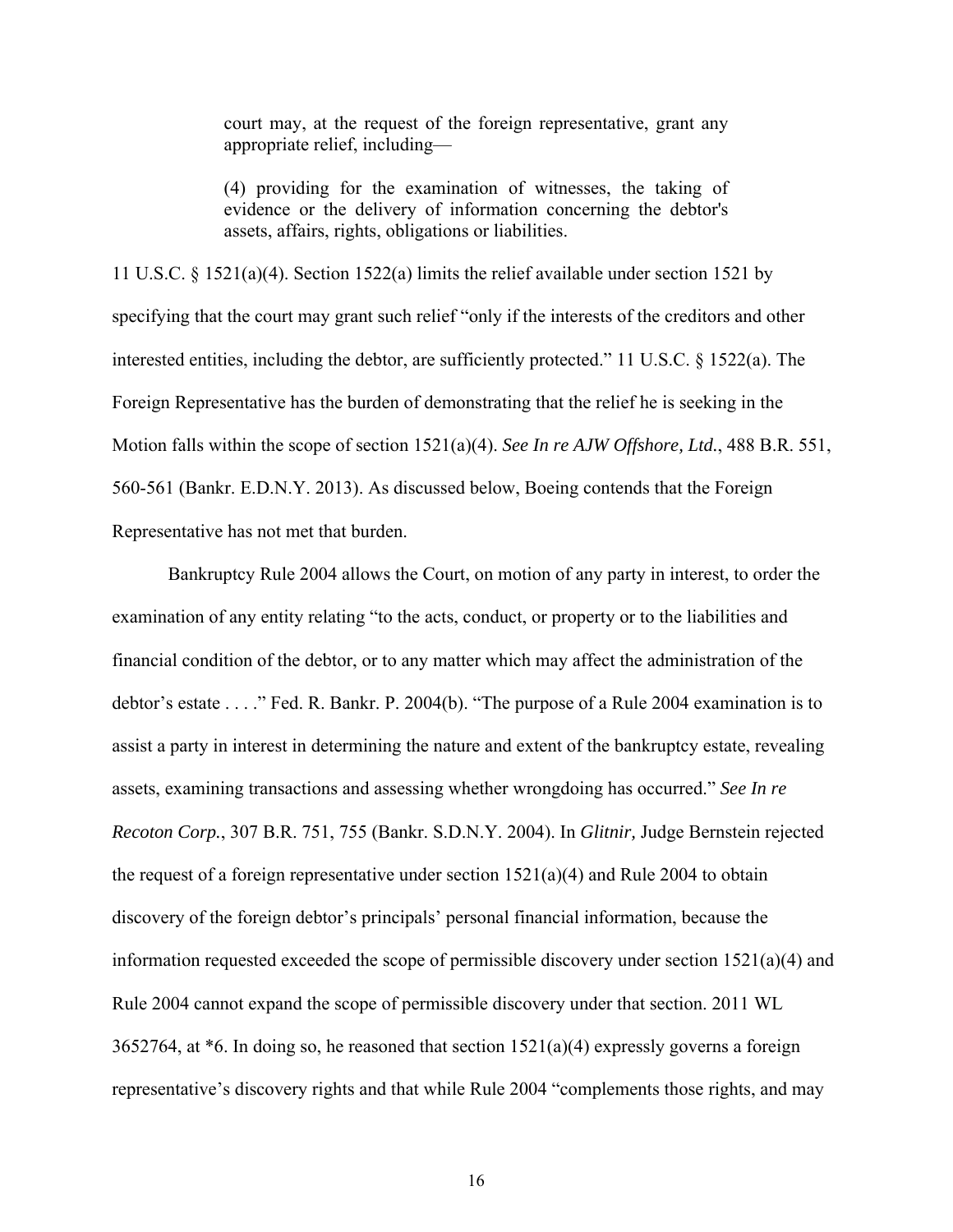> court may, at the request of the foreign representative, grant any appropriate relief, including—
>
> (4) providing for the examination of witnesses, the taking of evidence or the delivery of information concerning the debtor's assets, affairs, rights, obligations or liabilities.

11 U.S.C. § 1521(a)(4). Section 1522(a) limits the relief available under section 1521 by specifying that the court may grant such relief "only if the interests of the creditors and other interested entities, including the debtor, are sufficiently protected." 11 U.S.C. § 1522(a). The Foreign Representative has the burden of demonstrating that the relief he is seeking in the Motion falls within the scope of section 1521(a)(4). *See In re AJW Offshore, Ltd.*, 488 B.R. 551, 560-561 (Bankr. E.D.N.Y. 2013). As discussed below, Boeing contends that the Foreign Representative has not met that burden.

Bankruptcy Rule 2004 allows the Court, on motion of any party in interest, to order the examination of any entity relating "to the acts, conduct, or property or to the liabilities and financial condition of the debtor, or to any matter which may affect the administration of the debtor's estate . . . ." Fed. R. Bankr. P. 2004(b). "The purpose of a Rule 2004 examination is to assist a party in interest in determining the nature and extent of the bankruptcy estate, revealing assets, examining transactions and assessing whether wrongdoing has occurred." *See In re Recoton Corp.*, 307 B.R. 751, 755 (Bankr. S.D.N.Y. 2004). In *Glitnir*, Judge Bernstein rejected the request of a foreign representative under section 1521(a)(4) and Rule 2004 to obtain discovery of the foreign debtor's principals' personal financial information, because the information requested exceeded the scope of permissible discovery under section 1521(a)(4) and Rule 2004 cannot expand the scope of permissible discovery under that section. 2011 WL 3652764, at *6. In doing so, he reasoned that section 1521(a)(4) expressly governs a foreign representative's discovery rights and that while Rule 2004 "complements those rights, and may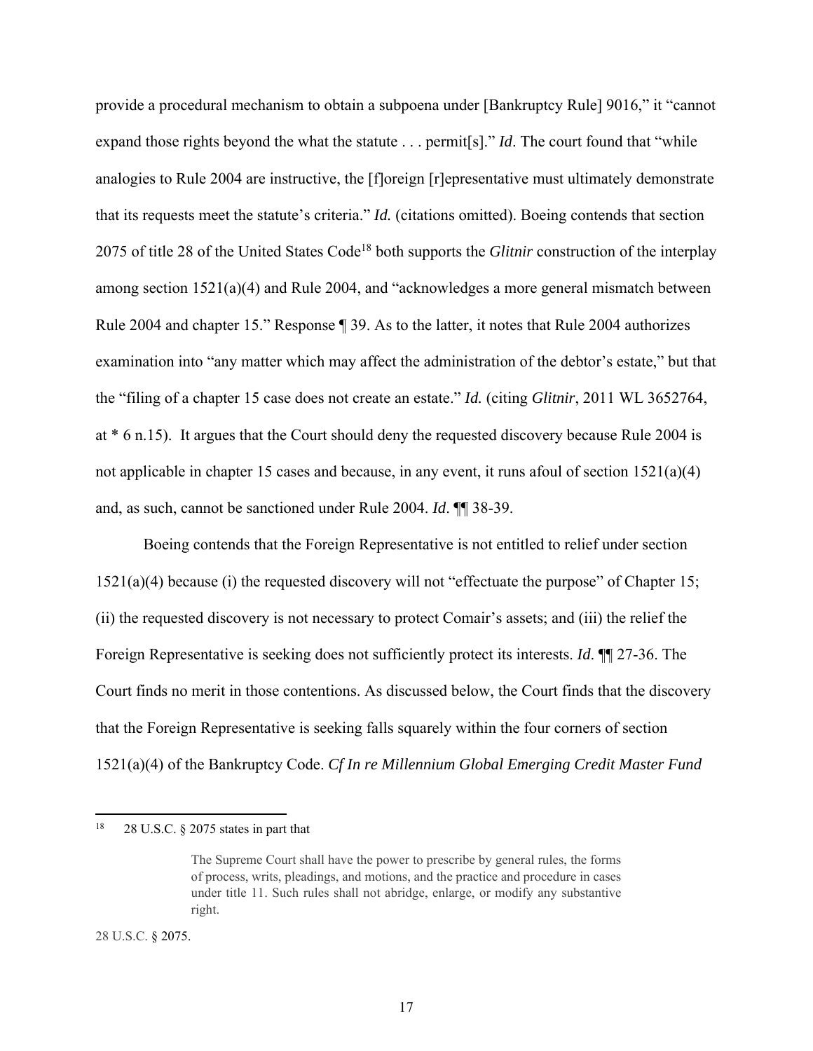provide a procedural mechanism to obtain a subpoena under [Bankruptcy Rule] 9016," it "cannot expand those rights beyond the what the statute . . . permit[s]." *Id*. The court found that "while analogies to Rule 2004 are instructive, the [f]oreign [r]epresentative must ultimately demonstrate that its requests meet the statute's criteria." *Id.* (citations omitted). Boeing contends that section 2075 of title 28 of the United States Code[18] both supports the *Glitnir* construction of the interplay among section 1521(a)(4) and Rule 2004, and "acknowledges a more general mismatch between Rule 2004 and chapter 15." Response ¶ 39. As to the latter, it notes that Rule 2004 authorizes examination into "any matter which may affect the administration of the debtor's estate," but that the "filing of a chapter 15 case does not create an estate." *Id.* (citing *Glitnir*, 2011 WL 3652764, at * 6 n.15). It argues that the Court should deny the requested discovery because Rule 2004 is not applicable in chapter 15 cases and because, in any event, it runs afoul of section 1521(a)(4) and, as such, cannot be sanctioned under Rule 2004. *Id*. ¶¶ 38-39.

Boeing contends that the Foreign Representative is not entitled to relief under section 1521(a)(4) because (i) the requested discovery will not "effectuate the purpose" of Chapter 15; (ii) the requested discovery is not necessary to protect Comair's assets; and (iii) the relief the Foreign Representative is seeking does not sufficiently protect its interests. *Id*. ¶¶ 27-36. The Court finds no merit in those contentions. As discussed below, the Court finds that the discovery that the Foreign Representative is seeking falls squarely within the four corners of section 1521(a)(4) of the Bankruptcy Code. *Cf In re Millennium Global Emerging Credit Master Fund*

---

[18] 28 U.S.C. § 2075 states in part that

> The Supreme Court shall have the power to prescribe by general rules, the forms of process, writs, pleadings, and motions, and the practice and procedure in cases under title 11. Such rules shall not abridge, enlarge, or modify any substantive right.

28 U.S.C. § 2075.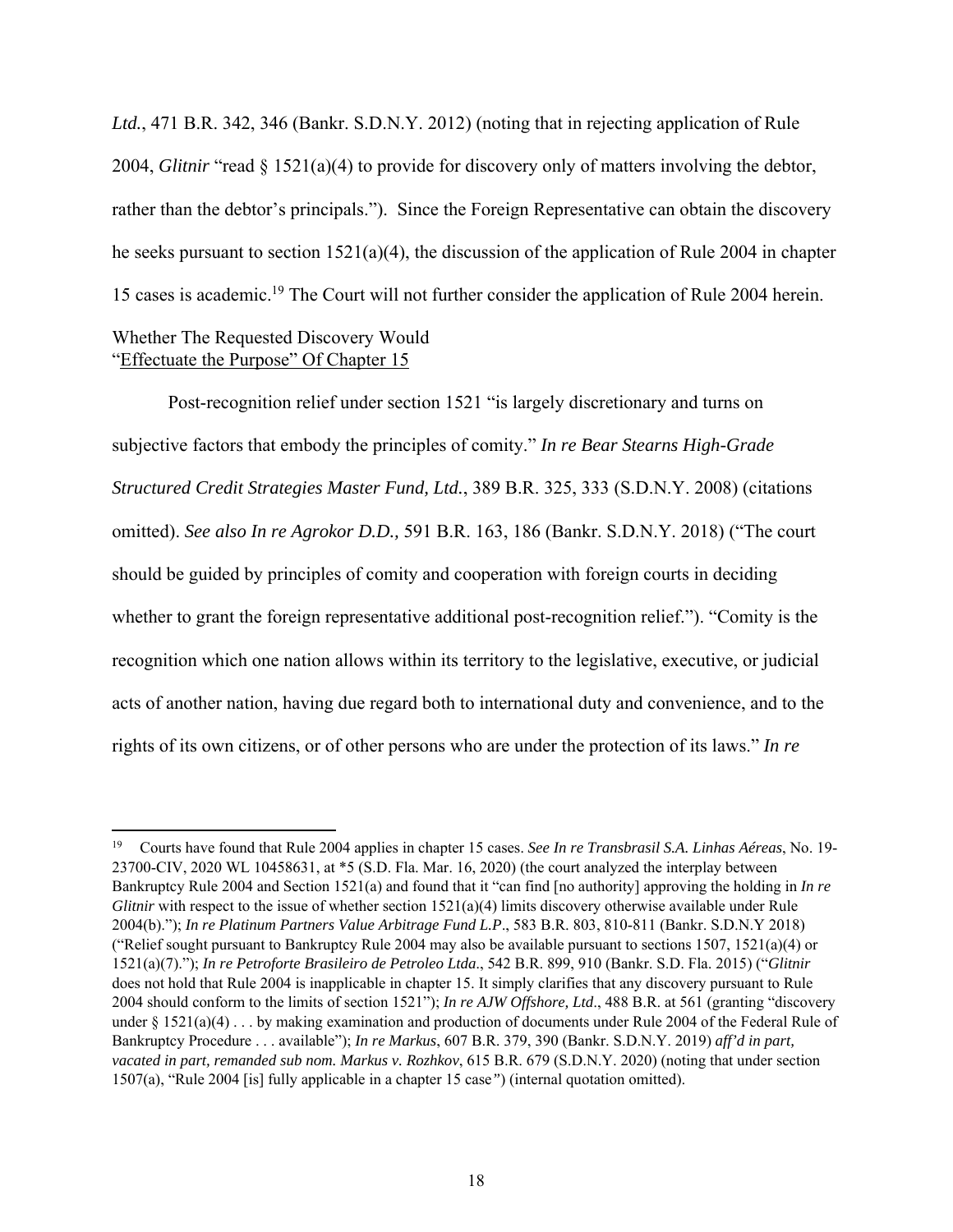*Ltd.*, 471 B.R. 342, 346 (Bankr. S.D.N.Y. 2012) (noting that in rejecting application of Rule 2004, *Glitnir* "read § 1521(a)(4) to provide for discovery only of matters involving the debtor, rather than the debtor's principals."). Since the Foreign Representative can obtain the discovery he seeks pursuant to section 1521(a)(4), the discussion of the application of Rule 2004 in chapter 15 cases is academic.[19] The Court will not further consider the application of Rule 2004 herein.

Whether The Requested Discovery Would
"Effectuate the Purpose" Of Chapter 15

Post-recognition relief under section 1521 "is largely discretionary and turns on subjective factors that embody the principles of comity." *In re Bear Stearns High-Grade Structured Credit Strategies Master Fund, Ltd.*, 389 B.R. 325, 333 (S.D.N.Y. 2008) (citations omitted). *See also In re Agrokor D.D.,* 591 B.R. 163, 186 (Bankr. S.D.N.Y. 2018) ("The court should be guided by principles of comity and cooperation with foreign courts in deciding whether to grant the foreign representative additional post-recognition relief."). "Comity is the recognition which one nation allows within its territory to the legislative, executive, or judicial acts of another nation, having due regard both to international duty and convenience, and to the rights of its own citizens, or of other persons who are under the protection of its laws." *In re*

---

[19] Courts have found that Rule 2004 applies in chapter 15 cases. *See In re Transbrasil S.A. Linhas Aéreas*, No. 19-23700-CIV, 2020 WL 10458631, at *5 (S.D. Fla. Mar. 16, 2020) (the court analyzed the interplay between Bankruptcy Rule 2004 and Section 1521(a) and found that it "can find [no authority] approving the holding in *In re Glitnir* with respect to the issue of whether section 1521(a)(4) limits discovery otherwise available under Rule 2004(b)."); *In re Platinum Partners Value Arbitrage Fund L.P*., 583 B.R. 803, 810-811 (Bankr. S.D.N.Y 2018) ("Relief sought pursuant to Bankruptcy Rule 2004 may also be available pursuant to sections 1507, 1521(a)(4) or 1521(a)(7)."); *In re Petroforte Brasileiro de Petroleo Ltda*., 542 B.R. 899, 910 (Bankr. S.D. Fla. 2015) ("*Glitnir* does not hold that Rule 2004 is inapplicable in chapter 15. It simply clarifies that any discovery pursuant to Rule 2004 should conform to the limits of section 1521"); *In re AJW Offshore, Ltd*., 488 B.R. at 561 (granting "discovery under § 1521(a)(4) . . . by making examination and production of documents under Rule 2004 of the Federal Rule of Bankruptcy Procedure . . . available"); *In re Markus*, 607 B.R. 379, 390 (Bankr. S.D.N.Y. 2019) *aff'd in part, vacated in part, remanded sub nom. Markus v. Rozhkov*, 615 B.R. 679 (S.D.N.Y. 2020) (noting that under section 1507(a), "Rule 2004 [is] fully applicable in a chapter 15 case") (internal quotation omitted).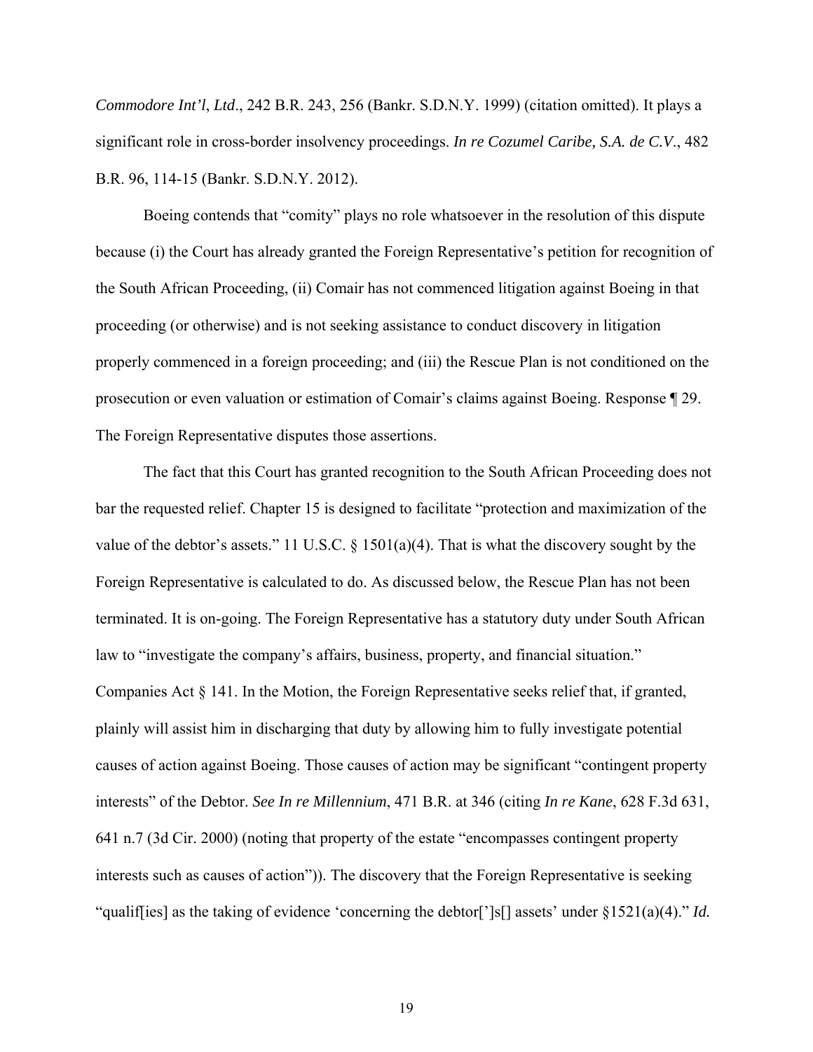*Commodore Int'l*, *Ltd*., 242 B.R. 243, 256 (Bankr. S.D.N.Y. 1999) (citation omitted). It plays a significant role in cross-border insolvency proceedings. *In re Cozumel Caribe, S.A. de C.V*., 482 B.R. 96, 114-15 (Bankr. S.D.N.Y. 2012).

Boeing contends that "comity" plays no role whatsoever in the resolution of this dispute because (i) the Court has already granted the Foreign Representative's petition for recognition of the South African Proceeding, (ii) Comair has not commenced litigation against Boeing in that proceeding (or otherwise) and is not seeking assistance to conduct discovery in litigation properly commenced in a foreign proceeding; and (iii) the Rescue Plan is not conditioned on the prosecution or even valuation or estimation of Comair's claims against Boeing. Response ¶ 29. The Foreign Representative disputes those assertions.

The fact that this Court has granted recognition to the South African Proceeding does not bar the requested relief. Chapter 15 is designed to facilitate "protection and maximization of the value of the debtor's assets." 11 U.S.C. § 1501(a)(4). That is what the discovery sought by the Foreign Representative is calculated to do. As discussed below, the Rescue Plan has not been terminated. It is on-going. The Foreign Representative has a statutory duty under South African law to "investigate the company's affairs, business, property, and financial situation." Companies Act § 141. In the Motion, the Foreign Representative seeks relief that, if granted, plainly will assist him in discharging that duty by allowing him to fully investigate potential causes of action against Boeing. Those causes of action may be significant "contingent property interests" of the Debtor. *See In re Millennium*, 471 B.R. at 346 (citing *In re Kane*, 628 F.3d 631, 641 n.7 (3d Cir. 2000) (noting that property of the estate "encompasses contingent property interests such as causes of action")). The discovery that the Foreign Representative is seeking "qualif[ies] as the taking of evidence 'concerning the debtor[']s[] assets' under §1521(a)(4)." *Id.*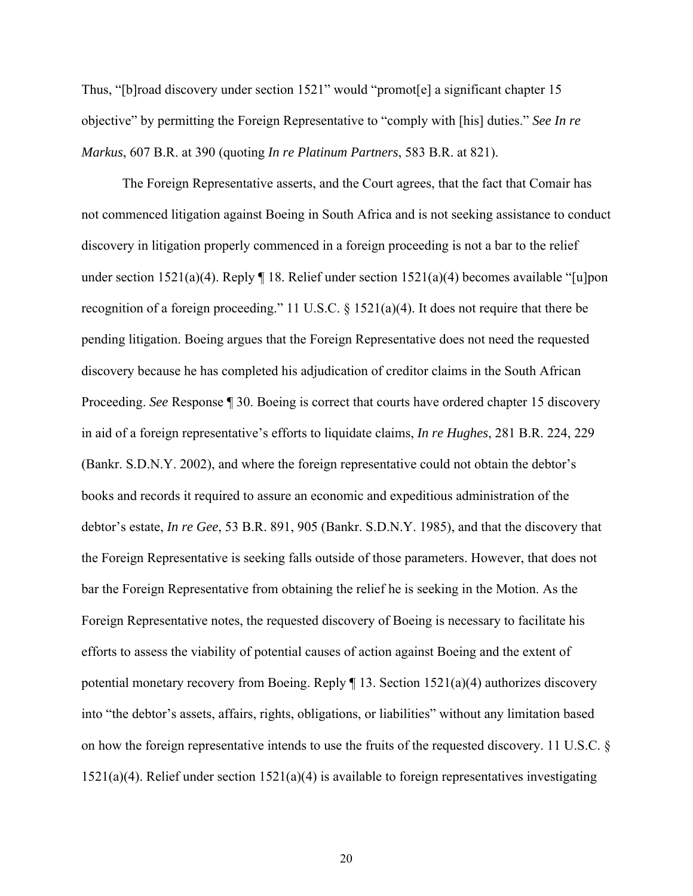Thus, "[b]road discovery under section 1521" would "promot[e] a significant chapter 15 objective" by permitting the Foreign Representative to "comply with [his] duties." *See In re Markus*, 607 B.R. at 390 (quoting *In re Platinum Partners*, 583 B.R. at 821).

The Foreign Representative asserts, and the Court agrees, that the fact that Comair has not commenced litigation against Boeing in South Africa and is not seeking assistance to conduct discovery in litigation properly commenced in a foreign proceeding is not a bar to the relief under section 1521(a)(4). Reply ¶ 18. Relief under section 1521(a)(4) becomes available "[u]pon recognition of a foreign proceeding." 11 U.S.C. § 1521(a)(4). It does not require that there be pending litigation. Boeing argues that the Foreign Representative does not need the requested discovery because he has completed his adjudication of creditor claims in the South African Proceeding. *See* Response ¶ 30. Boeing is correct that courts have ordered chapter 15 discovery in aid of a foreign representative's efforts to liquidate claims, *In re Hughes*, 281 B.R. 224, 229 (Bankr. S.D.N.Y. 2002), and where the foreign representative could not obtain the debtor's books and records it required to assure an economic and expeditious administration of the debtor's estate, *In re Gee*, 53 B.R. 891, 905 (Bankr. S.D.N.Y. 1985), and that the discovery that the Foreign Representative is seeking falls outside of those parameters. However, that does not bar the Foreign Representative from obtaining the relief he is seeking in the Motion. As the Foreign Representative notes, the requested discovery of Boeing is necessary to facilitate his efforts to assess the viability of potential causes of action against Boeing and the extent of potential monetary recovery from Boeing. Reply ¶ 13. Section 1521(a)(4) authorizes discovery into "the debtor's assets, affairs, rights, obligations, or liabilities" without any limitation based on how the foreign representative intends to use the fruits of the requested discovery. 11 U.S.C. § 1521(a)(4). Relief under section 1521(a)(4) is available to foreign representatives investigating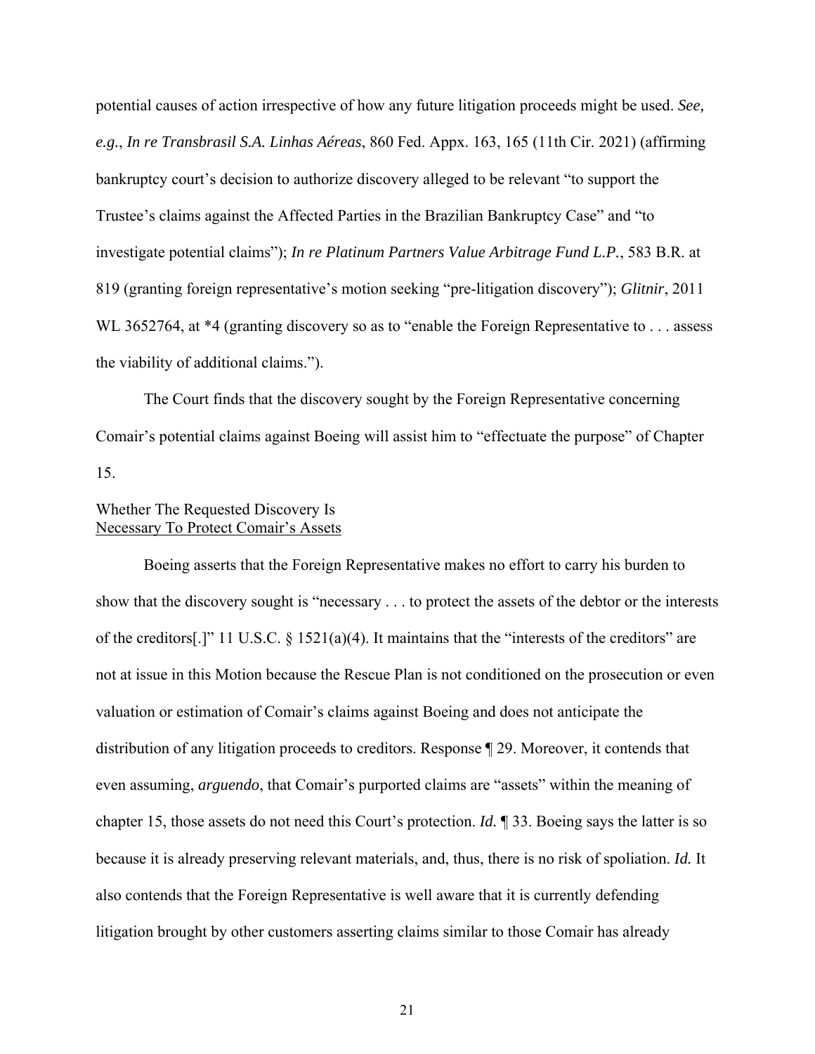potential causes of action irrespective of how any future litigation proceeds might be used. *See, e.g.*, *In re Transbrasil S.A. Linhas Aéreas*, 860 Fed. Appx. 163, 165 (11th Cir. 2021) (affirming bankruptcy court's decision to authorize discovery alleged to be relevant "to support the Trustee's claims against the Affected Parties in the Brazilian Bankruptcy Case" and "to investigate potential claims"); *In re Platinum Partners Value Arbitrage Fund L.P.*, 583 B.R. at 819 (granting foreign representative's motion seeking "pre-litigation discovery"); *Glitnir*, 2011 WL 3652764, at *4 (granting discovery so as to "enable the Foreign Representative to . . . assess the viability of additional claims.").

The Court finds that the discovery sought by the Foreign Representative concerning Comair's potential claims against Boeing will assist him to "effectuate the purpose" of Chapter 15.

Whether The Requested Discovery Is
Necessary To Protect Comair's Assets

Boeing asserts that the Foreign Representative makes no effort to carry his burden to show that the discovery sought is "necessary . . . to protect the assets of the debtor or the interests of the creditors[.]" 11 U.S.C. § 1521(a)(4). It maintains that the "interests of the creditors" are not at issue in this Motion because the Rescue Plan is not conditioned on the prosecution or even valuation or estimation of Comair's claims against Boeing and does not anticipate the distribution of any litigation proceeds to creditors. Response ¶ 29. Moreover, it contends that even assuming, *arguendo*, that Comair's purported claims are "assets" within the meaning of chapter 15, those assets do not need this Court's protection. *Id.* ¶ 33. Boeing says the latter is so because it is already preserving relevant materials, and, thus, there is no risk of spoliation. *Id.* It also contends that the Foreign Representative is well aware that it is currently defending litigation brought by other customers asserting claims similar to those Comair has already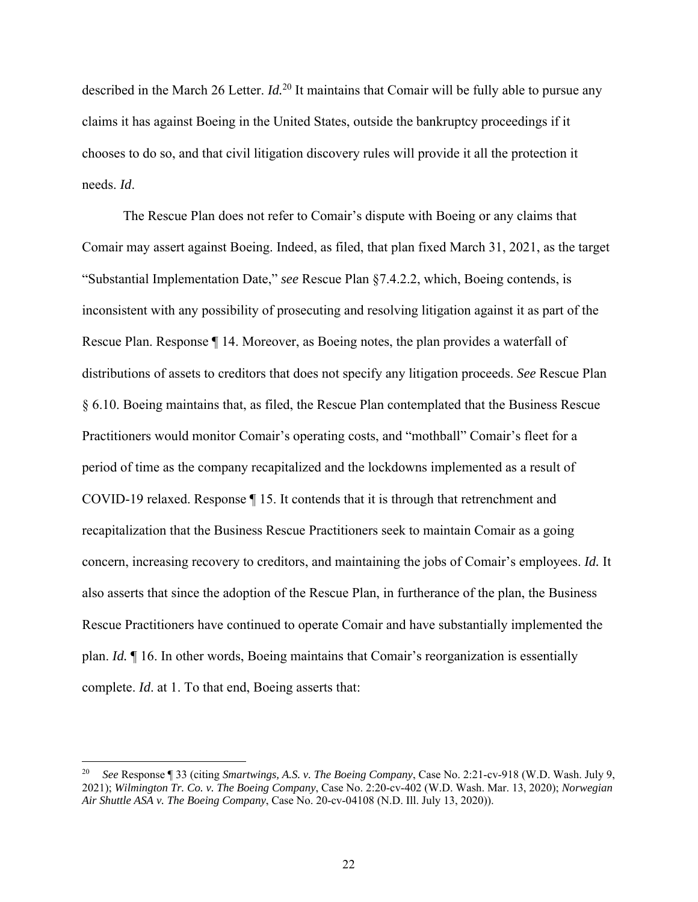described in the March 26 Letter. *Id.*[20] It maintains that Comair will be fully able to pursue any claims it has against Boeing in the United States, outside the bankruptcy proceedings if it chooses to do so, and that civil litigation discovery rules will provide it all the protection it needs. *Id*.

The Rescue Plan does not refer to Comair's dispute with Boeing or any claims that Comair may assert against Boeing. Indeed, as filed, that plan fixed March 31, 2021, as the target "Substantial Implementation Date," *see* Rescue Plan §7.4.2.2, which, Boeing contends, is inconsistent with any possibility of prosecuting and resolving litigation against it as part of the Rescue Plan. Response ¶ 14. Moreover, as Boeing notes, the plan provides a waterfall of distributions of assets to creditors that does not specify any litigation proceeds. *See* Rescue Plan § 6.10. Boeing maintains that, as filed, the Rescue Plan contemplated that the Business Rescue Practitioners would monitor Comair's operating costs, and "mothball" Comair's fleet for a period of time as the company recapitalized and the lockdowns implemented as a result of COVID-19 relaxed. Response ¶ 15. It contends that it is through that retrenchment and recapitalization that the Business Rescue Practitioners seek to maintain Comair as a going concern, increasing recovery to creditors, and maintaining the jobs of Comair's employees. *Id.* It also asserts that since the adoption of the Rescue Plan, in furtherance of the plan, the Business Rescue Practitioners have continued to operate Comair and have substantially implemented the plan. *Id.* ¶ 16. In other words, Boeing maintains that Comair's reorganization is essentially complete. *Id*. at 1. To that end, Boeing asserts that:

---

[20] *See* Response ¶ 33 (citing *Smartwings, A.S. v. The Boeing Company*, Case No. 2:21-cv-918 (W.D. Wash. July 9, 2021); *Wilmington Tr. Co. v. The Boeing Company*, Case No. 2:20-cv-402 (W.D. Wash. Mar. 13, 2020); *Norwegian Air Shuttle ASA v. The Boeing Company*, Case No. 20-cv-04108 (N.D. Ill. July 13, 2020)).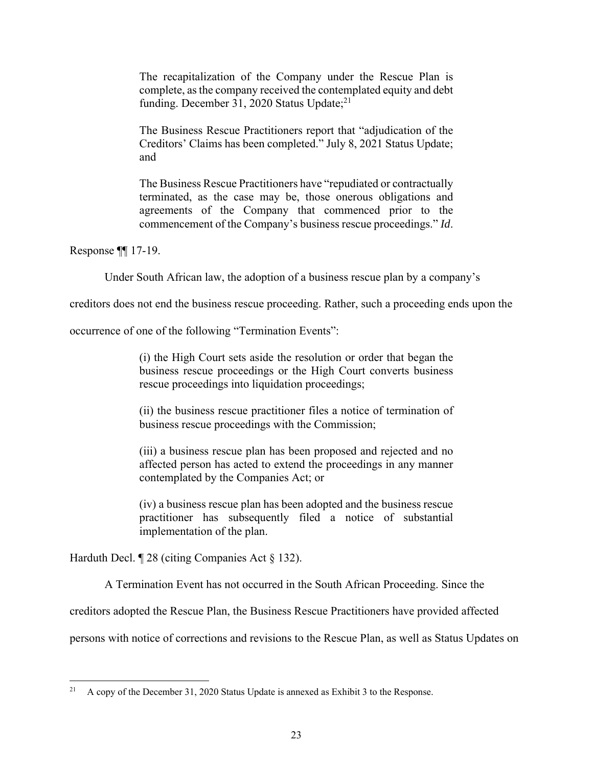> The recapitalization of the Company under the Rescue Plan is complete, as the company received the contemplated equity and debt funding. December 31, 2020 Status Update;[21]
>
> The Business Rescue Practitioners report that "adjudication of the Creditors' Claims has been completed." July 8, 2021 Status Update; and
>
> The Business Rescue Practitioners have "repudiated or contractually terminated, as the case may be, those onerous obligations and agreements of the Company that commenced prior to the commencement of the Company's business rescue proceedings." *Id*.

Response ¶¶ 17-19.

Under South African law, the adoption of a business rescue plan by a company's creditors does not end the business rescue proceeding. Rather, such a proceeding ends upon the occurrence of one of the following "Termination Events":

> (i) the High Court sets aside the resolution or order that began the business rescue proceedings or the High Court converts business rescue proceedings into liquidation proceedings;
>
> (ii) the business rescue practitioner files a notice of termination of business rescue proceedings with the Commission;
>
> (iii) a business rescue plan has been proposed and rejected and no affected person has acted to extend the proceedings in any manner contemplated by the Companies Act; or
>
> (iv) a business rescue plan has been adopted and the business rescue practitioner has subsequently filed a notice of substantial implementation of the plan.

Harduth Decl. ¶ 28 (citing Companies Act § 132).

A Termination Event has not occurred in the South African Proceeding. Since the creditors adopted the Rescue Plan, the Business Rescue Practitioners have provided affected persons with notice of corrections and revisions to the Rescue Plan, as well as Status Updates on

---

[21] A copy of the December 31, 2020 Status Update is annexed as Exhibit 3 to the Response.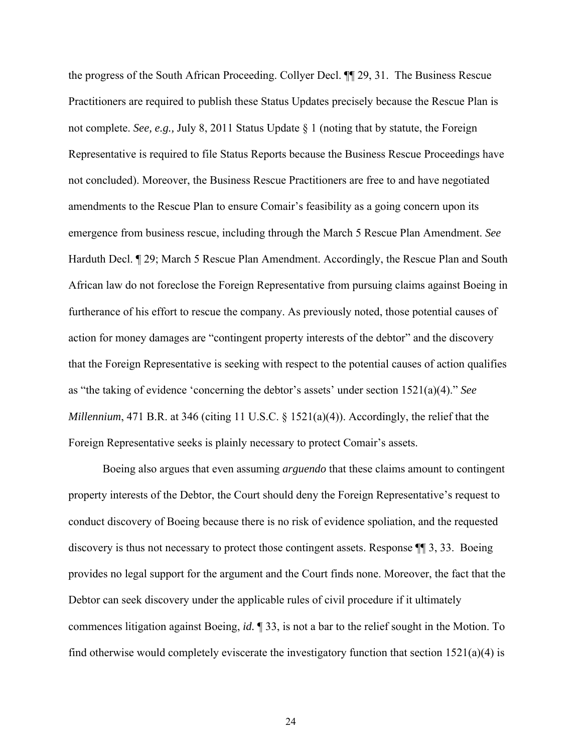the progress of the South African Proceeding. Collyer Decl. ¶¶ 29, 31. The Business Rescue Practitioners are required to publish these Status Updates precisely because the Rescue Plan is not complete. *See, e.g.,* July 8, 2011 Status Update § 1 (noting that by statute, the Foreign Representative is required to file Status Reports because the Business Rescue Proceedings have not concluded). Moreover, the Business Rescue Practitioners are free to and have negotiated amendments to the Rescue Plan to ensure Comair's feasibility as a going concern upon its emergence from business rescue, including through the March 5 Rescue Plan Amendment. *See* Harduth Decl. ¶ 29; March 5 Rescue Plan Amendment. Accordingly, the Rescue Plan and South African law do not foreclose the Foreign Representative from pursuing claims against Boeing in furtherance of his effort to rescue the company. As previously noted, those potential causes of action for money damages are "contingent property interests of the debtor" and the discovery that the Foreign Representative is seeking with respect to the potential causes of action qualifies as "the taking of evidence 'concerning the debtor's assets' under section 1521(a)(4)." *See Millennium*, 471 B.R. at 346 (citing 11 U.S.C. § 1521(a)(4)). Accordingly, the relief that the Foreign Representative seeks is plainly necessary to protect Comair's assets.

Boeing also argues that even assuming *arguendo* that these claims amount to contingent property interests of the Debtor, the Court should deny the Foreign Representative's request to conduct discovery of Boeing because there is no risk of evidence spoliation, and the requested discovery is thus not necessary to protect those contingent assets. Response ¶¶ 3, 33. Boeing provides no legal support for the argument and the Court finds none. Moreover, the fact that the Debtor can seek discovery under the applicable rules of civil procedure if it ultimately commences litigation against Boeing, *id.* ¶ 33, is not a bar to the relief sought in the Motion. To find otherwise would completely eviscerate the investigatory function that section 1521(a)(4) is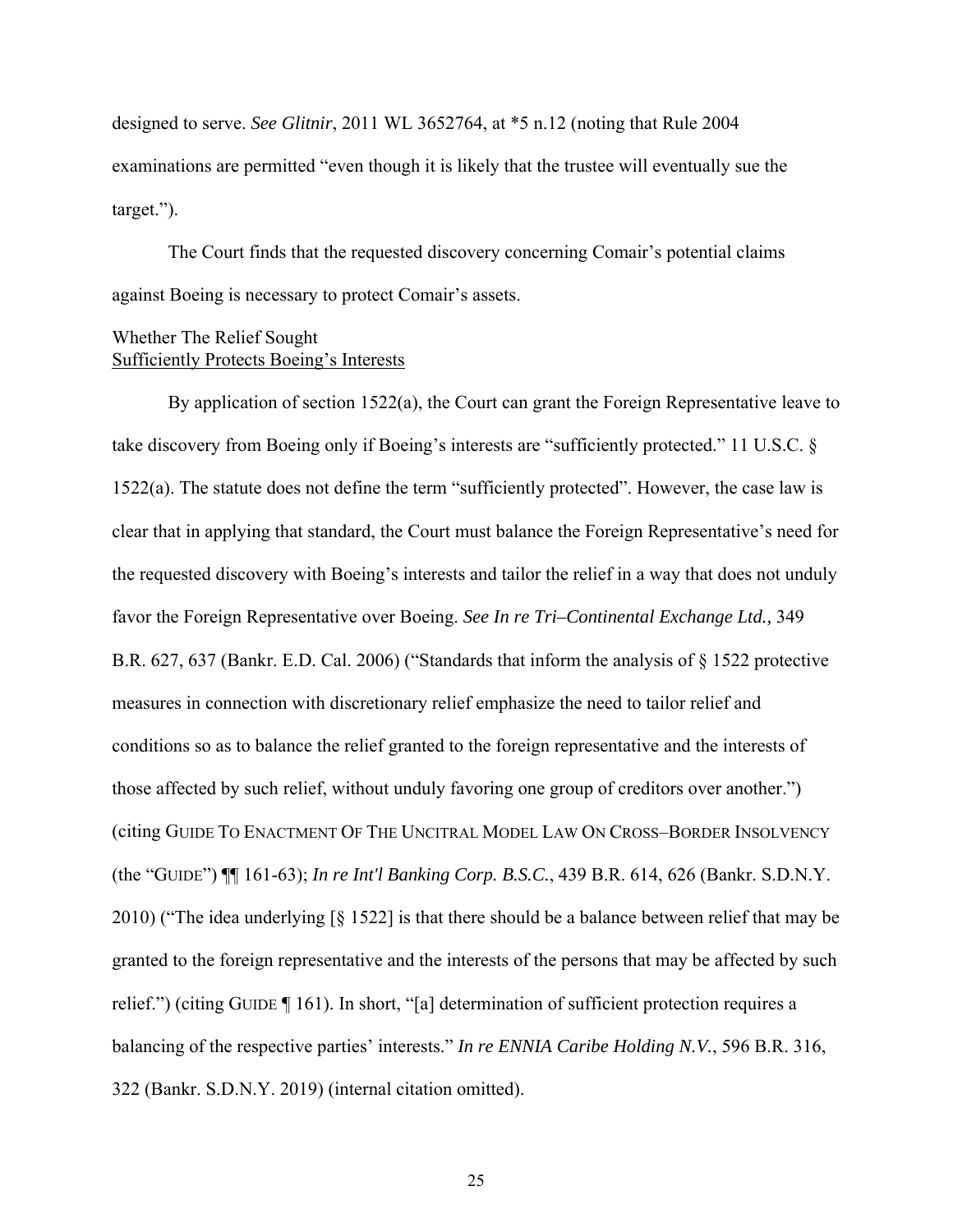designed to serve. *See Glitnir*, 2011 WL 3652764, at *5 n.12 (noting that Rule 2004 examinations are permitted "even though it is likely that the trustee will eventually sue the target.").

The Court finds that the requested discovery concerning Comair's potential claims against Boeing is necessary to protect Comair's assets.

Whether The Relief Sought
<u>Sufficiently Protects Boeing's Interests</u>

By application of section 1522(a), the Court can grant the Foreign Representative leave to take discovery from Boeing only if Boeing's interests are "sufficiently protected." 11 U.S.C. § 1522(a). The statute does not define the term "sufficiently protected". However, the case law is clear that in applying that standard, the Court must balance the Foreign Representative's need for the requested discovery with Boeing's interests and tailor the relief in a way that does not unduly favor the Foreign Representative over Boeing. *See In re Tri–Continental Exchange Ltd.,* 349 B.R. 627, 637 (Bankr. E.D. Cal. 2006) ("Standards that inform the analysis of § 1522 protective measures in connection with discretionary relief emphasize the need to tailor relief and conditions so as to balance the relief granted to the foreign representative and the interests of those affected by such relief, without unduly favoring one group of creditors over another.") (citing GUIDE TO ENACTMENT OF THE UNCITRAL MODEL LAW ON CROSS–BORDER INSOLVENCY (the "GUIDE") ¶¶ 161-63); *In re Int'l Banking Corp. B.S.C.*, 439 B.R. 614, 626 (Bankr. S.D.N.Y. 2010) ("The idea underlying [§ 1522] is that there should be a balance between relief that may be granted to the foreign representative and the interests of the persons that may be affected by such relief.") (citing GUIDE ¶ 161). In short, "[a] determination of sufficient protection requires a balancing of the respective parties' interests." *In re ENNIA Caribe Holding N.V.*, 596 B.R. 316, 322 (Bankr. S.D.N.Y. 2019) (internal citation omitted).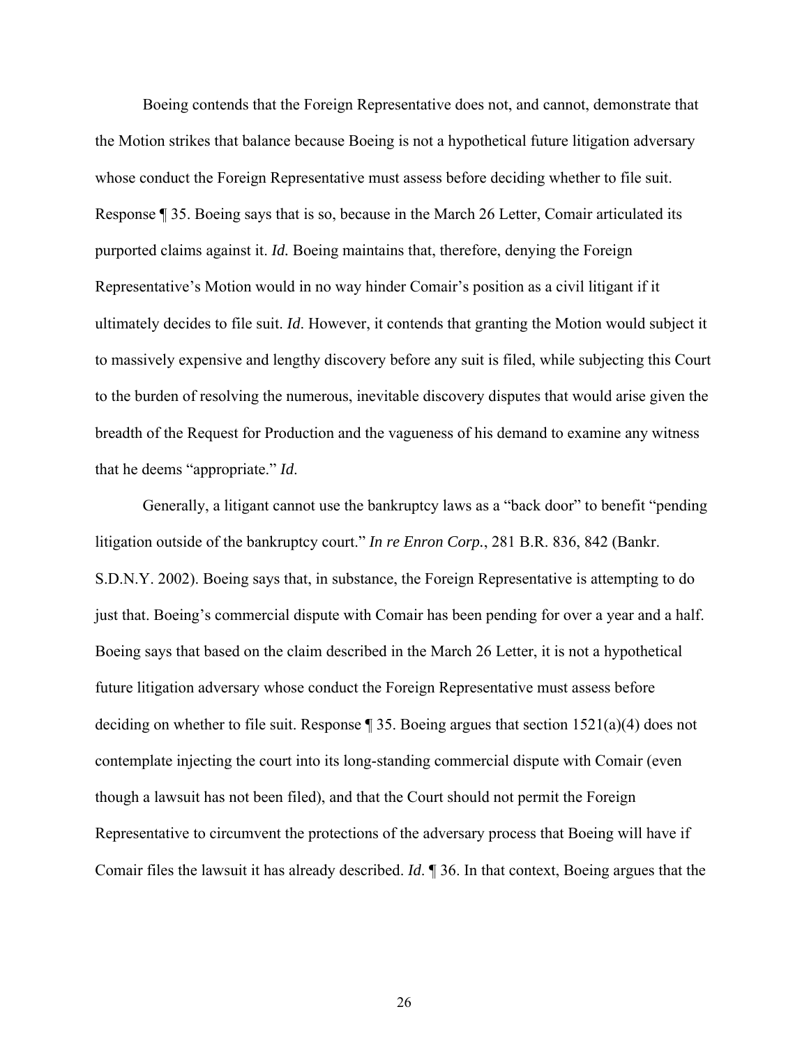Boeing contends that the Foreign Representative does not, and cannot, demonstrate that the Motion strikes that balance because Boeing is not a hypothetical future litigation adversary whose conduct the Foreign Representative must assess before deciding whether to file suit. Response ¶ 35. Boeing says that is so, because in the March 26 Letter, Comair articulated its purported claims against it. ***Id.*** Boeing maintains that, therefore, denying the Foreign Representative's Motion would in no way hinder Comair's position as a civil litigant if it ultimately decides to file suit. *Id*. However, it contends that granting the Motion would subject it to massively expensive and lengthy discovery before any suit is filed, while subjecting this Court to the burden of resolving the numerous, inevitable discovery disputes that would arise given the breadth of the Request for Production and the vagueness of his demand to examine any witness that he deems "appropriate." *Id*.

Generally, a litigant cannot use the bankruptcy laws as a "back door" to benefit "pending litigation outside of the bankruptcy court." *In re Enron Corp.*, 281 B.R. 836, 842 (Bankr. S.D.N.Y. 2002). Boeing says that, in substance, the Foreign Representative is attempting to do just that. Boeing's commercial dispute with Comair has been pending for over a year and a half. Boeing says that based on the claim described in the March 26 Letter, it is not a hypothetical future litigation adversary whose conduct the Foreign Representative must assess before deciding on whether to file suit. Response ¶ 35. Boeing argues that section 1521(a)(4) does not contemplate injecting the court into its long-standing commercial dispute with Comair (even though a lawsuit has not been filed), and that the Court should not permit the Foreign Representative to circumvent the protections of the adversary process that Boeing will have if Comair files the lawsuit it has already described. *Id*. ¶ 36. In that context, Boeing argues that the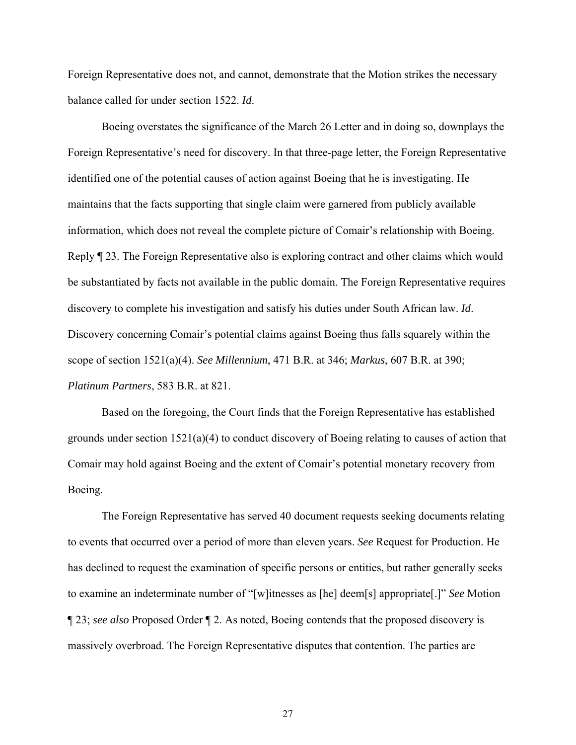Foreign Representative does not, and cannot, demonstrate that the Motion strikes the necessary balance called for under section 1522. *Id*.

Boeing overstates the significance of the March 26 Letter and in doing so, downplays the Foreign Representative's need for discovery. In that three-page letter, the Foreign Representative identified one of the potential causes of action against Boeing that he is investigating. He maintains that the facts supporting that single claim were garnered from publicly available information, which does not reveal the complete picture of Comair's relationship with Boeing. Reply ¶ 23. The Foreign Representative also is exploring contract and other claims which would be substantiated by facts not available in the public domain. The Foreign Representative requires discovery to complete his investigation and satisfy his duties under South African law. *Id*. Discovery concerning Comair's potential claims against Boeing thus falls squarely within the scope of section 1521(a)(4). *See Millennium*, 471 B.R. at 346; *Markus*, 607 B.R. at 390; *Platinum Partners*, 583 B.R. at 821.

Based on the foregoing, the Court finds that the Foreign Representative has established grounds under section 1521(a)(4) to conduct discovery of Boeing relating to causes of action that Comair may hold against Boeing and the extent of Comair's potential monetary recovery from Boeing.

The Foreign Representative has served 40 document requests seeking documents relating to events that occurred over a period of more than eleven years. *See* Request for Production. He has declined to request the examination of specific persons or entities, but rather generally seeks to examine an indeterminate number of "[w]itnesses as [he] deem[s] appropriate[.]" *See* Motion ¶ 23; *see also* Proposed Order ¶ 2. As noted, Boeing contends that the proposed discovery is massively overbroad. The Foreign Representative disputes that contention. The parties are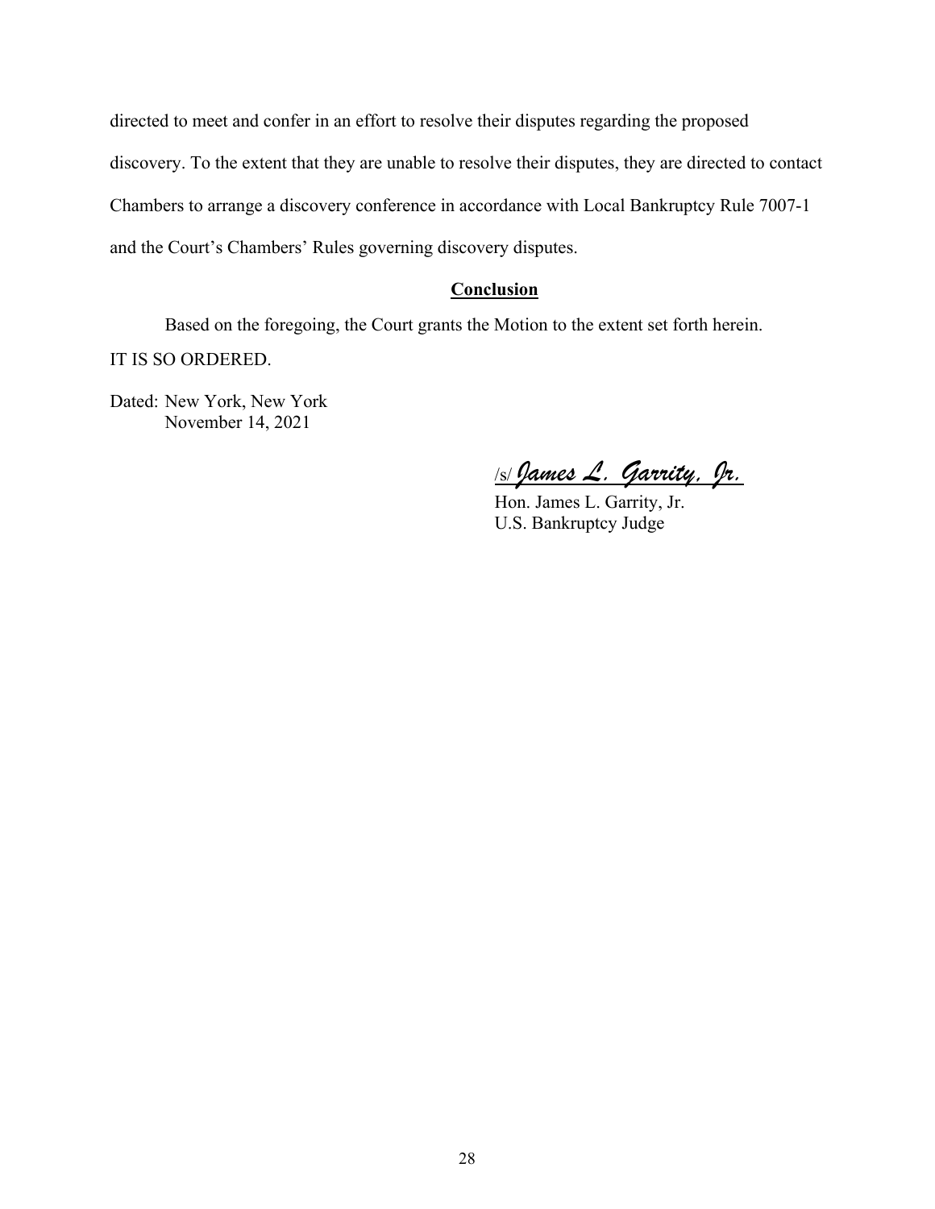directed to meet and confer in an effort to resolve their disputes regarding the proposed discovery. To the extent that they are unable to resolve their disputes, they are directed to contact Chambers to arrange a discovery conference in accordance with Local Bankruptcy Rule 7007-1 and the Court's Chambers' Rules governing discovery disputes.

## Conclusion

Based on the foregoing, the Court grants the Motion to the extent set forth herein.

IT IS SO ORDERED.

Dated: New York, New York
November 14, 2021

/s/ *James L. Garrity, Jr.*
Hon. James L. Garrity, Jr.
U.S. Bankruptcy Judge